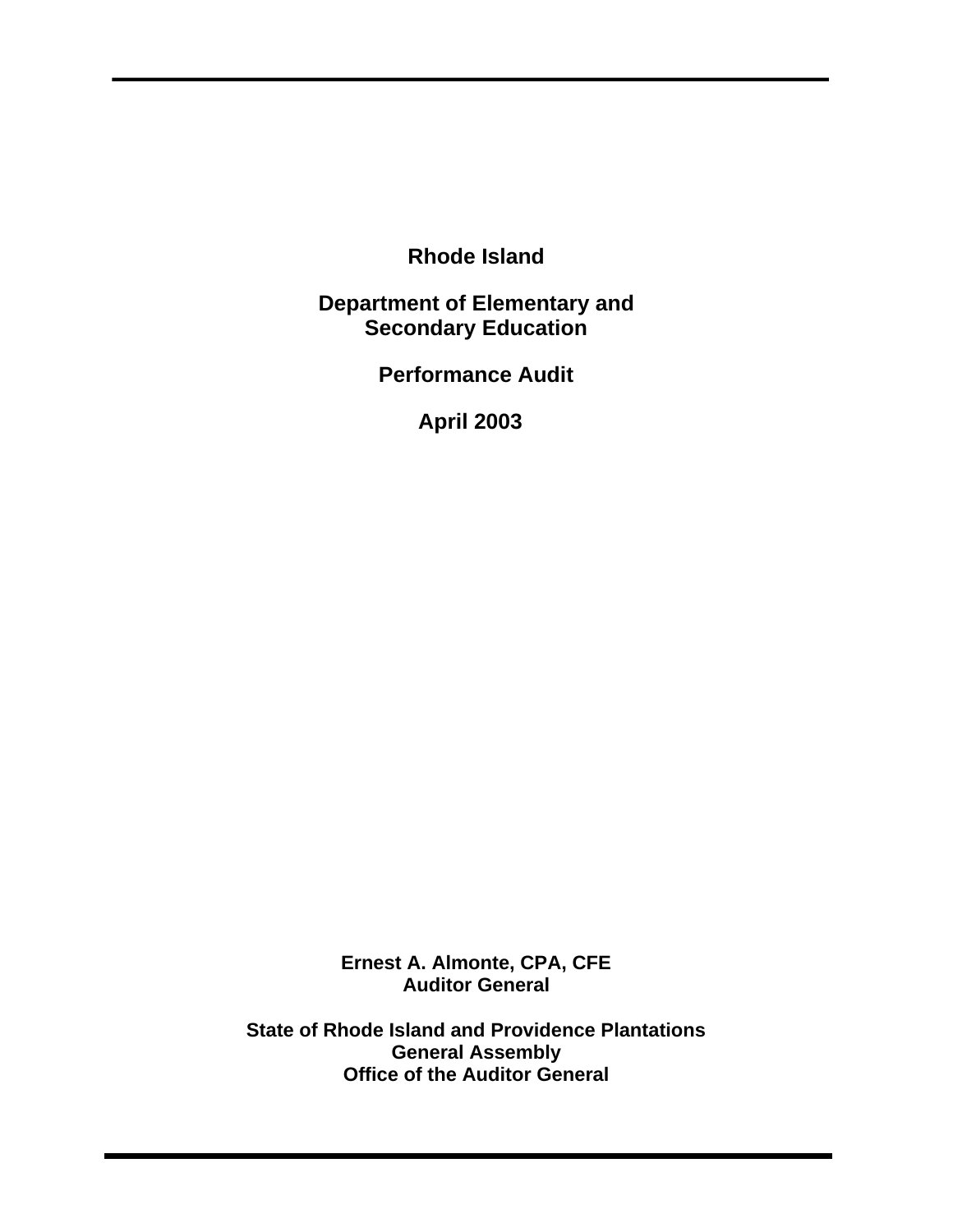# Rhode Island

## Department of Elementary and Secondary Education

## Performance Audit

## April 2003

**Ernest A. Almonte, CPA, CFE**
**Auditor General**

**State of Rhode Island and Providence Plantations**
**General Assembly**
**Office of the Auditor General**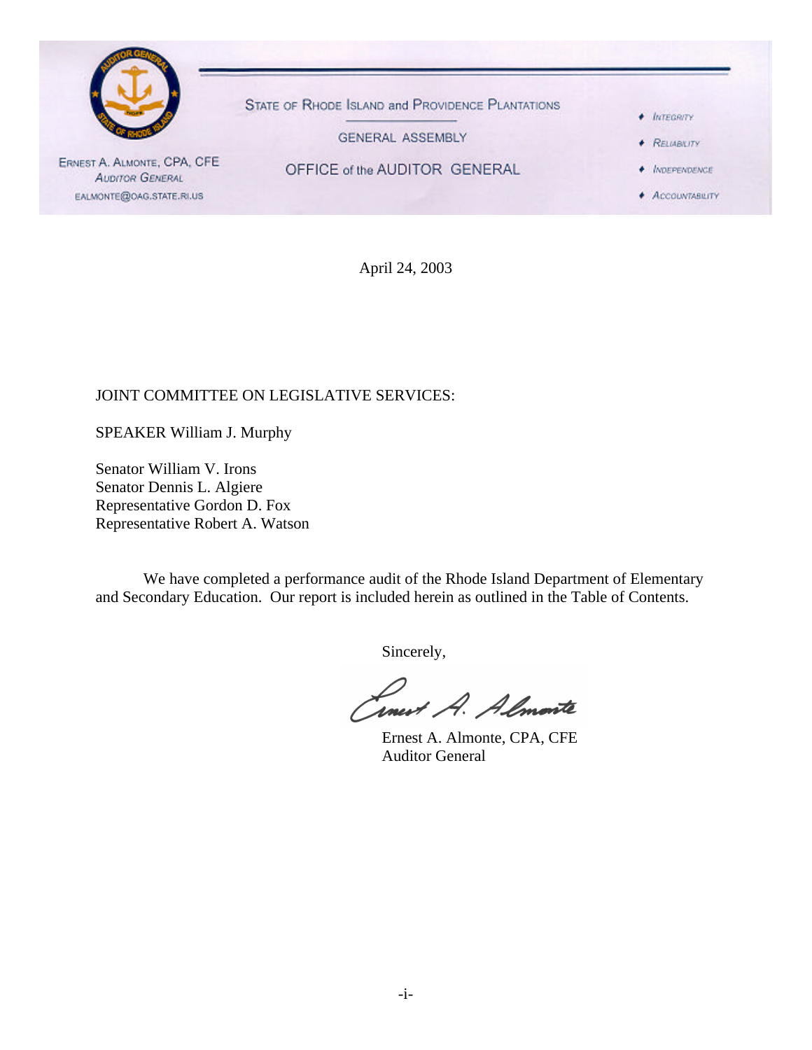STATE OF RHODE ISLAND and PROVIDENCE PLANTATIONS

GENERAL ASSEMBLY

OFFICE of the AUDITOR GENERAL

ERNEST A. ALMONTE, CPA, CFE
AUDITOR GENERAL
EALMONTE@OAG.STATE.RI.US

- INTEGRITY
- RELIABILITY
- INDEPENDENCE
- ACCOUNTABILITY

April 24, 2003

JOINT COMMITTEE ON LEGISLATIVE SERVICES:

SPEAKER William J. Murphy

Senator William V. Irons
Senator Dennis L. Algiere
Representative Gordon D. Fox
Representative Robert A. Watson

We have completed a performance audit of the Rhode Island Department of Elementary and Secondary Education. Our report is included herein as outlined in the Table of Contents.

Sincerely,

Ernest A. Almonte

Ernest A. Almonte, CPA, CFE
Auditor General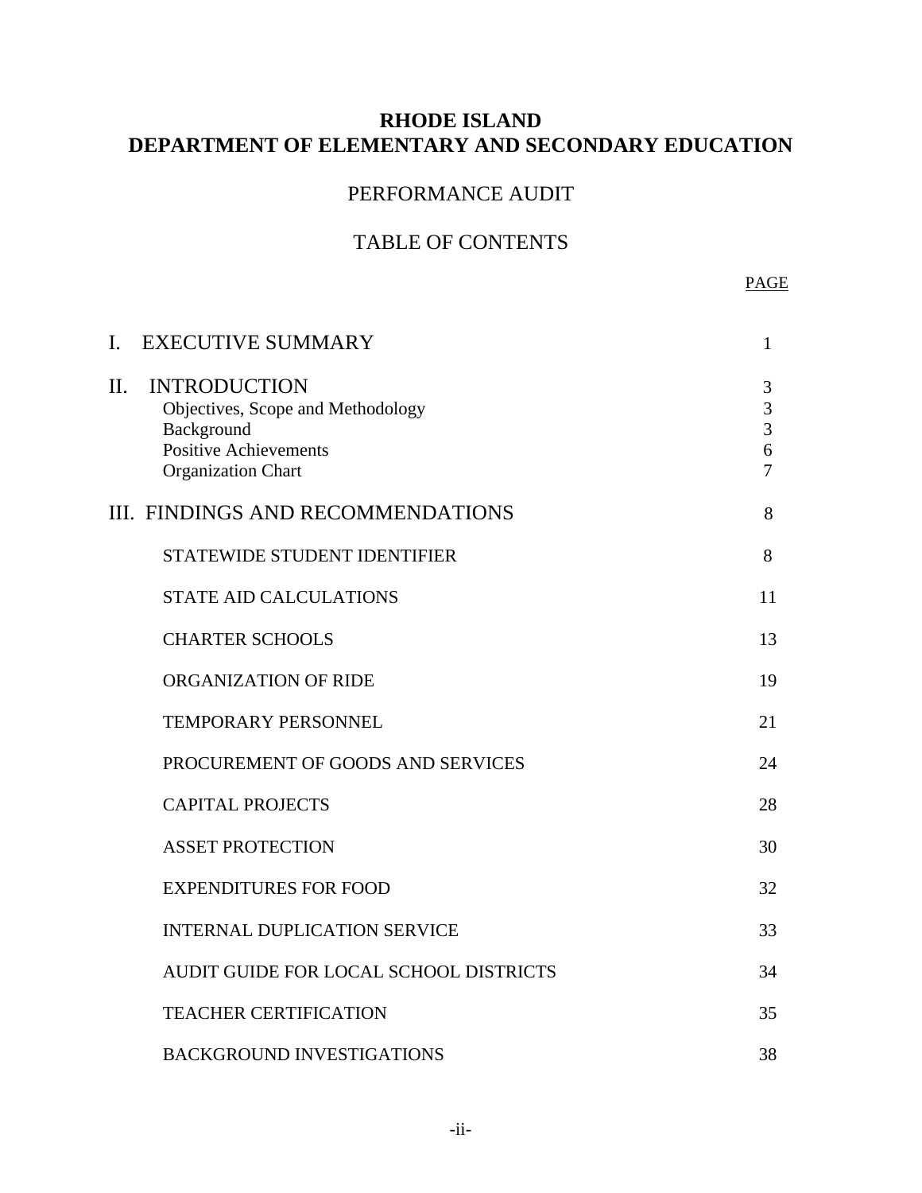# RHODE ISLAND
# DEPARTMENT OF ELEMENTARY AND SECONDARY EDUCATION

## PERFORMANCE AUDIT

## TABLE OF CONTENTS

| | PAGE |
|---|---|
| I. EXECUTIVE SUMMARY | 1 |
| II. INTRODUCTION | 3 |
| Objectives, Scope and Methodology | 3 |
| Background | 3 |
| Positive Achievements | 6 |
| Organization Chart | 7 |
| III. FINDINGS AND RECOMMENDATIONS | 8 |
| STATEWIDE STUDENT IDENTIFIER | 8 |
| STATE AID CALCULATIONS | 11 |
| CHARTER SCHOOLS | 13 |
| ORGANIZATION OF RIDE | 19 |
| TEMPORARY PERSONNEL | 21 |
| PROCUREMENT OF GOODS AND SERVICES | 24 |
| CAPITAL PROJECTS | 28 |
| ASSET PROTECTION | 30 |
| EXPENDITURES FOR FOOD | 32 |
| INTERNAL DUPLICATION SERVICE | 33 |
| AUDIT GUIDE FOR LOCAL SCHOOL DISTRICTS | 34 |
| TEACHER CERTIFICATION | 35 |
| BACKGROUND INVESTIGATIONS | 38 |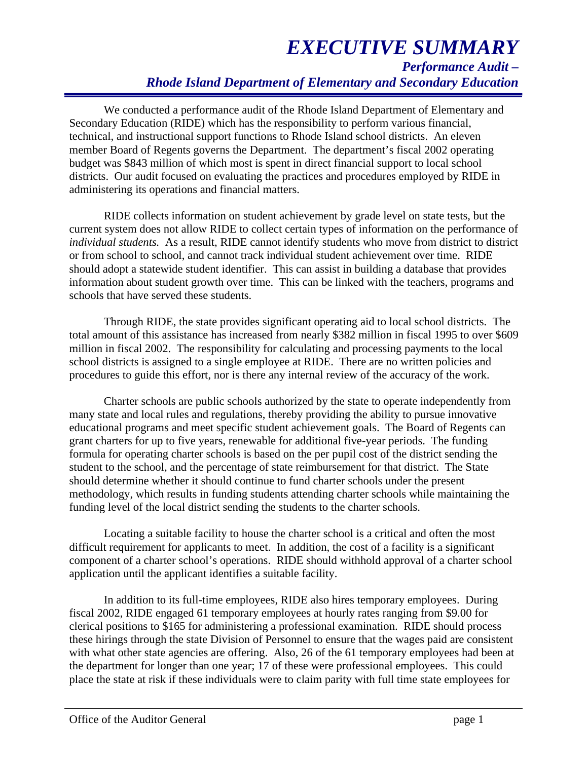# *EXECUTIVE SUMMARY*

### *Performance Audit – Rhode Island Department of Elementary and Secondary Education*

We conducted a performance audit of the Rhode Island Department of Elementary and Secondary Education (RIDE) which has the responsibility to perform various financial, technical, and instructional support functions to Rhode Island school districts. An eleven member Board of Regents governs the Department. The department's fiscal 2002 operating budget was $843 million of which most is spent in direct financial support to local school districts. Our audit focused on evaluating the practices and procedures employed by RIDE in administering its operations and financial matters.

RIDE collects information on student achievement by grade level on state tests, but the current system does not allow RIDE to collect certain types of information on the performance of *individual students.* As a result, RIDE cannot identify students who move from district to district or from school to school, and cannot track individual student achievement over time. RIDE should adopt a statewide student identifier. This can assist in building a database that provides information about student growth over time. This can be linked with the teachers, programs and schools that have served these students.

Through RIDE, the state provides significant operating aid to local school districts. The total amount of this assistance has increased from nearly $382 million in fiscal 1995 to over $609 million in fiscal 2002. The responsibility for calculating and processing payments to the local school districts is assigned to a single employee at RIDE. There are no written policies and procedures to guide this effort, nor is there any internal review of the accuracy of the work.

Charter schools are public schools authorized by the state to operate independently from many state and local rules and regulations, thereby providing the ability to pursue innovative educational programs and meet specific student achievement goals. The Board of Regents can grant charters for up to five years, renewable for additional five-year periods. The funding formula for operating charter schools is based on the per pupil cost of the district sending the student to the school, and the percentage of state reimbursement for that district. The State should determine whether it should continue to fund charter schools under the present methodology, which results in funding students attending charter schools while maintaining the funding level of the local district sending the students to the charter schools.

Locating a suitable facility to house the charter school is a critical and often the most difficult requirement for applicants to meet. In addition, the cost of a facility is a significant component of a charter school's operations. RIDE should withhold approval of a charter school application until the applicant identifies a suitable facility.

In addition to its full-time employees, RIDE also hires temporary employees. During fiscal 2002, RIDE engaged 61 temporary employees at hourly rates ranging from $9.00 for clerical positions to $165 for administering a professional examination. RIDE should process these hirings through the state Division of Personnel to ensure that the wages paid are consistent with what other state agencies are offering. Also, 26 of the 61 temporary employees had been at the department for longer than one year; 17 of these were professional employees. This could place the state at risk if these individuals were to claim parity with full time state employees for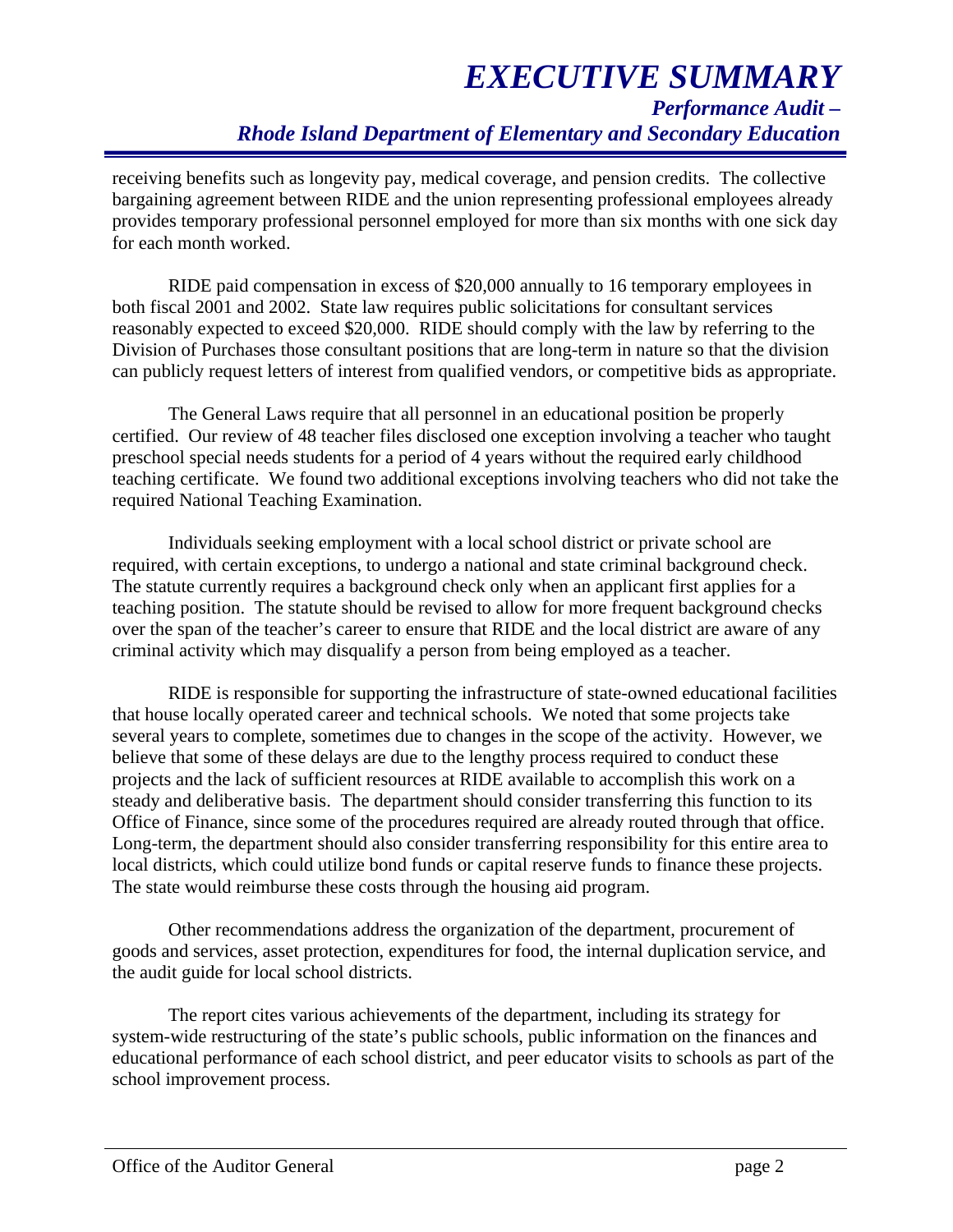receiving benefits such as longevity pay, medical coverage, and pension credits. The collective bargaining agreement between RIDE and the union representing professional employees already provides temporary professional personnel employed for more than six months with one sick day for each month worked.

RIDE paid compensation in excess of $20,000 annually to 16 temporary employees in both fiscal 2001 and 2002. State law requires public solicitations for consultant services reasonably expected to exceed $20,000. RIDE should comply with the law by referring to the Division of Purchases those consultant positions that are long-term in nature so that the division can publicly request letters of interest from qualified vendors, or competitive bids as appropriate.

The General Laws require that all personnel in an educational position be properly certified. Our review of 48 teacher files disclosed one exception involving a teacher who taught preschool special needs students for a period of 4 years without the required early childhood teaching certificate. We found two additional exceptions involving teachers who did not take the required National Teaching Examination.

Individuals seeking employment with a local school district or private school are required, with certain exceptions, to undergo a national and state criminal background check. The statute currently requires a background check only when an applicant first applies for a teaching position. The statute should be revised to allow for more frequent background checks over the span of the teacher's career to ensure that RIDE and the local district are aware of any criminal activity which may disqualify a person from being employed as a teacher.

RIDE is responsible for supporting the infrastructure of state-owned educational facilities that house locally operated career and technical schools. We noted that some projects take several years to complete, sometimes due to changes in the scope of the activity. However, we believe that some of these delays are due to the lengthy process required to conduct these projects and the lack of sufficient resources at RIDE available to accomplish this work on a steady and deliberative basis. The department should consider transferring this function to its Office of Finance, since some of the procedures required are already routed through that office. Long-term, the department should also consider transferring responsibility for this entire area to local districts, which could utilize bond funds or capital reserve funds to finance these projects. The state would reimburse these costs through the housing aid program.

Other recommendations address the organization of the department, procurement of goods and services, asset protection, expenditures for food, the internal duplication service, and the audit guide for local school districts.

The report cites various achievements of the department, including its strategy for system-wide restructuring of the state's public schools, public information on the finances and educational performance of each school district, and peer educator visits to schools as part of the school improvement process.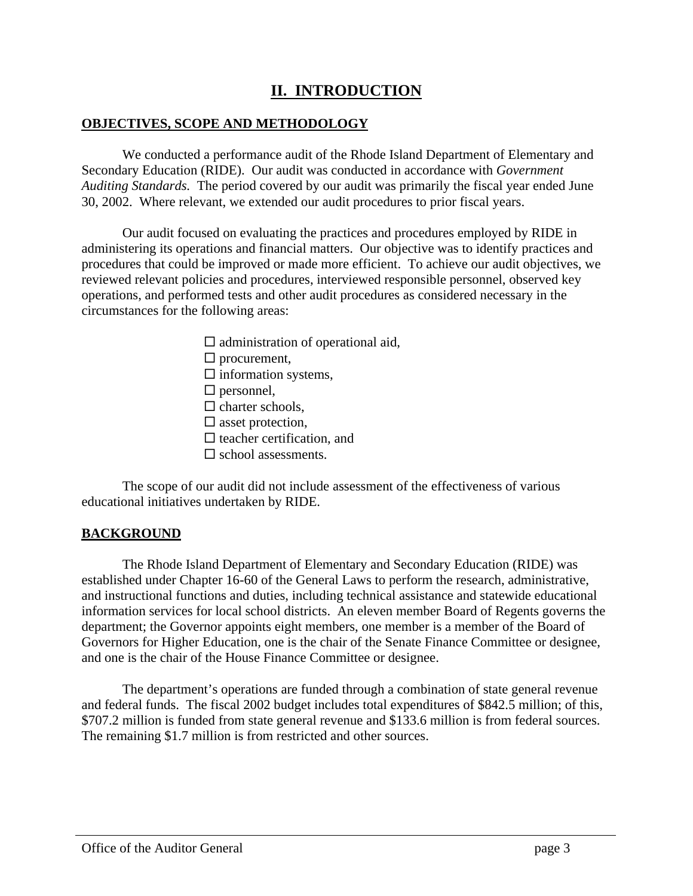# II. INTRODUCTION

## OBJECTIVES, SCOPE AND METHODOLOGY

We conducted a performance audit of the Rhode Island Department of Elementary and Secondary Education (RIDE). Our audit was conducted in accordance with *Government Auditing Standards.* The period covered by our audit was primarily the fiscal year ended June 30, 2002. Where relevant, we extended our audit procedures to prior fiscal years.

Our audit focused on evaluating the practices and procedures employed by RIDE in administering its operations and financial matters. Our objective was to identify practices and procedures that could be improved or made more efficient. To achieve our audit objectives, we reviewed relevant policies and procedures, interviewed responsible personnel, observed key operations, and performed tests and other audit procedures as considered necessary in the circumstances for the following areas:

- administration of operational aid,
- procurement,
- information systems,
- personnel,
- charter schools,
- asset protection,
- teacher certification, and
- school assessments.

The scope of our audit did not include assessment of the effectiveness of various educational initiatives undertaken by RIDE.

## BACKGROUND

The Rhode Island Department of Elementary and Secondary Education (RIDE) was established under Chapter 16-60 of the General Laws to perform the research, administrative, and instructional functions and duties, including technical assistance and statewide educational information services for local school districts. An eleven member Board of Regents governs the department; the Governor appoints eight members, one member is a member of the Board of Governors for Higher Education, one is the chair of the Senate Finance Committee or designee, and one is the chair of the House Finance Committee or designee.

The department's operations are funded through a combination of state general revenue and federal funds. The fiscal 2002 budget includes total expenditures of $842.5 million; of this, $707.2 million is funded from state general revenue and $133.6 million is from federal sources. The remaining $1.7 million is from restricted and other sources.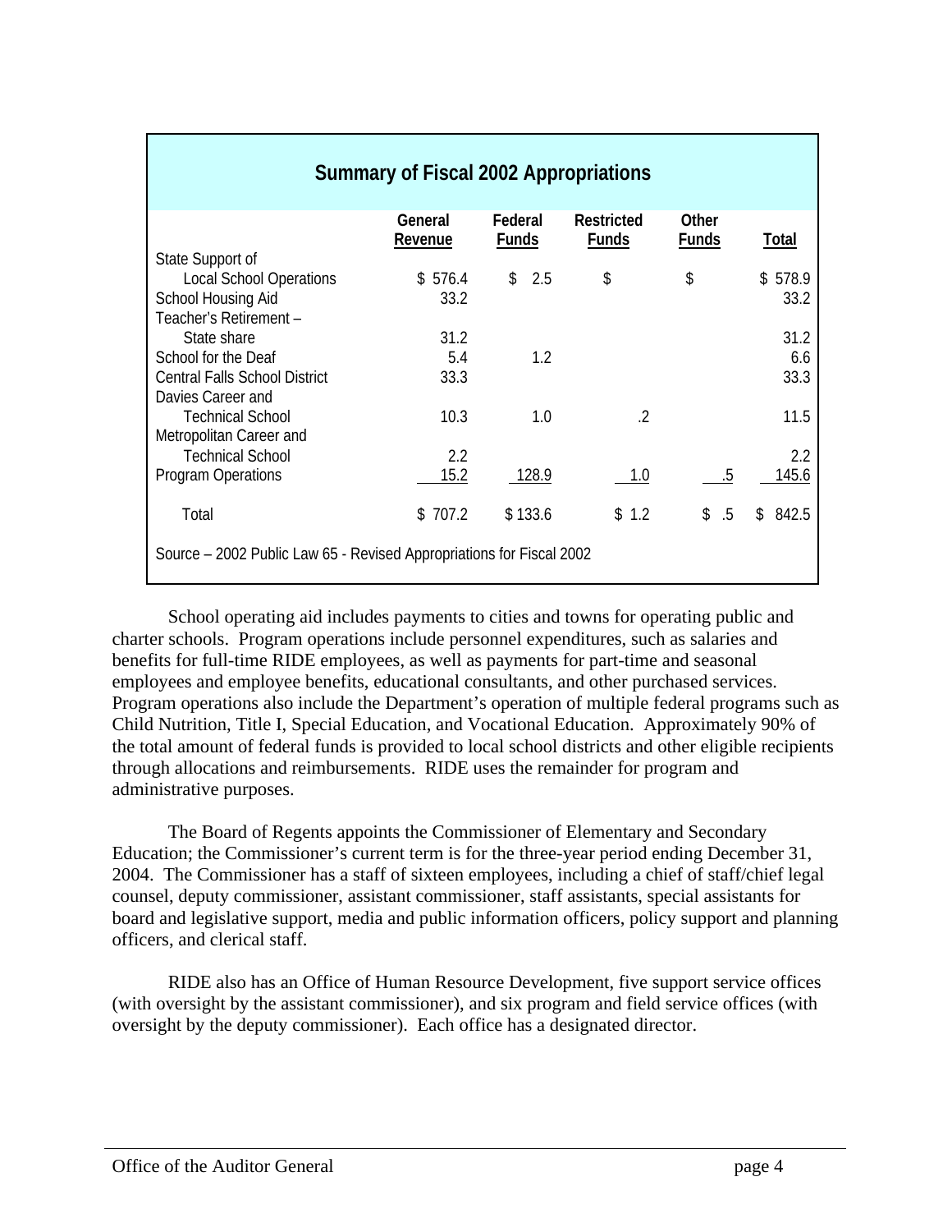| Summary of Fiscal 2002 Appropriations | | | | | |
|---|---|---|---|---|---|
| | General Revenue | Federal Funds | Restricted Funds | Other Funds | Total |
| State Support of Local School Operations | $ 576.4 | $ 2.5 | $ | $ | $ 578.9 |
| School Housing Aid | 33.2 | | | | 33.2 |
| Teacher's Retirement – State share | 31.2 | | | | 31.2 |
| School for the Deaf | 5.4 | 1.2 | | | 6.6 |
| Central Falls School District | 33.3 | | | | 33.3 |
| Davies Career and Technical School | 10.3 | 1.0 | .2 | | 11.5 |
| Metropolitan Career and Technical School | 2.2 | | | | 2.2 |
| Program Operations | 15.2 | 128.9 | 1.0 | .5 | 145.6 |
| Total | $ 707.2 | $ 133.6 | $ 1.2 | $ .5 | $ 842.5 |

Source – 2002 Public Law 65 - Revised Appropriations for Fiscal 2002

School operating aid includes payments to cities and towns for operating public and charter schools. Program operations include personnel expenditures, such as salaries and benefits for full-time RIDE employees, as well as payments for part-time and seasonal employees and employee benefits, educational consultants, and other purchased services. Program operations also include the Department's operation of multiple federal programs such as Child Nutrition, Title I, Special Education, and Vocational Education. Approximately 90% of the total amount of federal funds is provided to local school districts and other eligible recipients through allocations and reimbursements. RIDE uses the remainder for program and administrative purposes.

The Board of Regents appoints the Commissioner of Elementary and Secondary Education; the Commissioner's current term is for the three-year period ending December 31, 2004. The Commissioner has a staff of sixteen employees, including a chief of staff/chief legal counsel, deputy commissioner, assistant commissioner, staff assistants, special assistants for board and legislative support, media and public information officers, policy support and planning officers, and clerical staff.

RIDE also has an Office of Human Resource Development, five support service offices (with oversight by the assistant commissioner), and six program and field service offices (with oversight by the deputy commissioner). Each office has a designated director.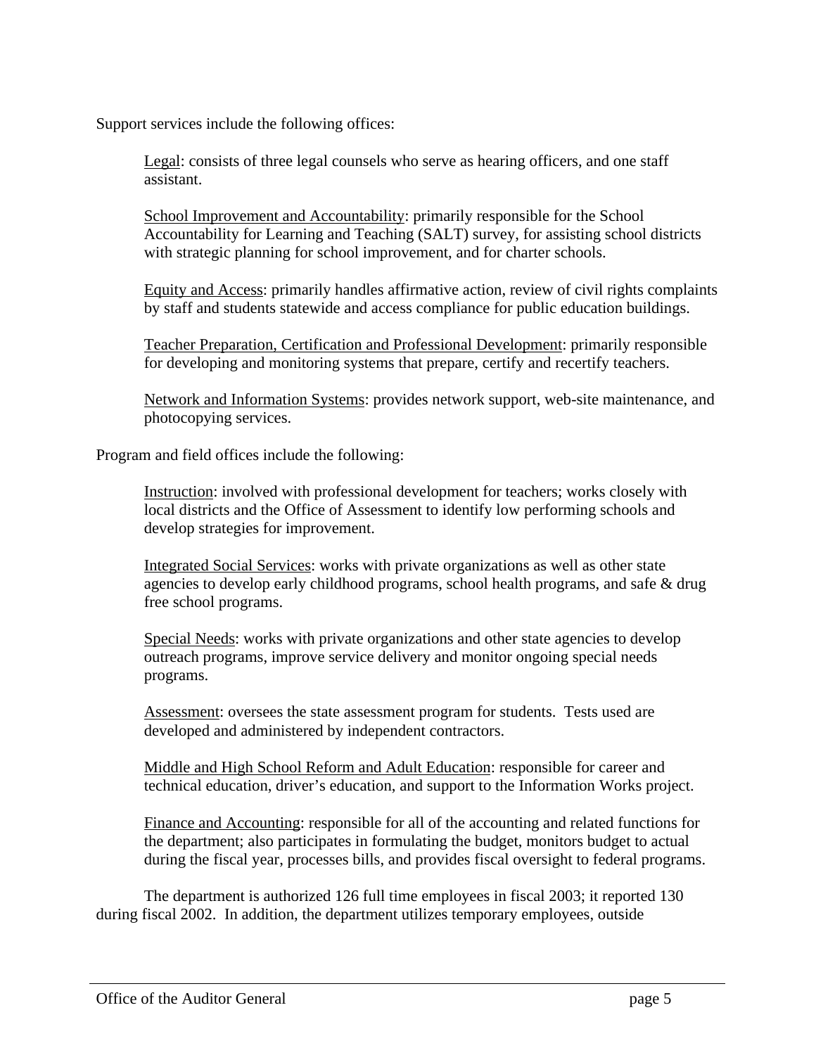Support services include the following offices:

Legal: consists of three legal counsels who serve as hearing officers, and one staff assistant.

School Improvement and Accountability: primarily responsible for the School Accountability for Learning and Teaching (SALT) survey, for assisting school districts with strategic planning for school improvement, and for charter schools.

Equity and Access: primarily handles affirmative action, review of civil rights complaints by staff and students statewide and access compliance for public education buildings.

Teacher Preparation, Certification and Professional Development: primarily responsible for developing and monitoring systems that prepare, certify and recertify teachers.

Network and Information Systems: provides network support, web-site maintenance, and photocopying services.

Program and field offices include the following:

Instruction: involved with professional development for teachers; works closely with local districts and the Office of Assessment to identify low performing schools and develop strategies for improvement.

Integrated Social Services: works with private organizations as well as other state agencies to develop early childhood programs, school health programs, and safe & drug free school programs.

Special Needs: works with private organizations and other state agencies to develop outreach programs, improve service delivery and monitor ongoing special needs programs.

Assessment: oversees the state assessment program for students. Tests used are developed and administered by independent contractors.

Middle and High School Reform and Adult Education: responsible for career and technical education, driver's education, and support to the Information Works project.

Finance and Accounting: responsible for all of the accounting and related functions for the department; also participates in formulating the budget, monitors budget to actual during the fiscal year, processes bills, and provides fiscal oversight to federal programs.

The department is authorized 126 full time employees in fiscal 2003; it reported 130 during fiscal 2002. In addition, the department utilizes temporary employees, outside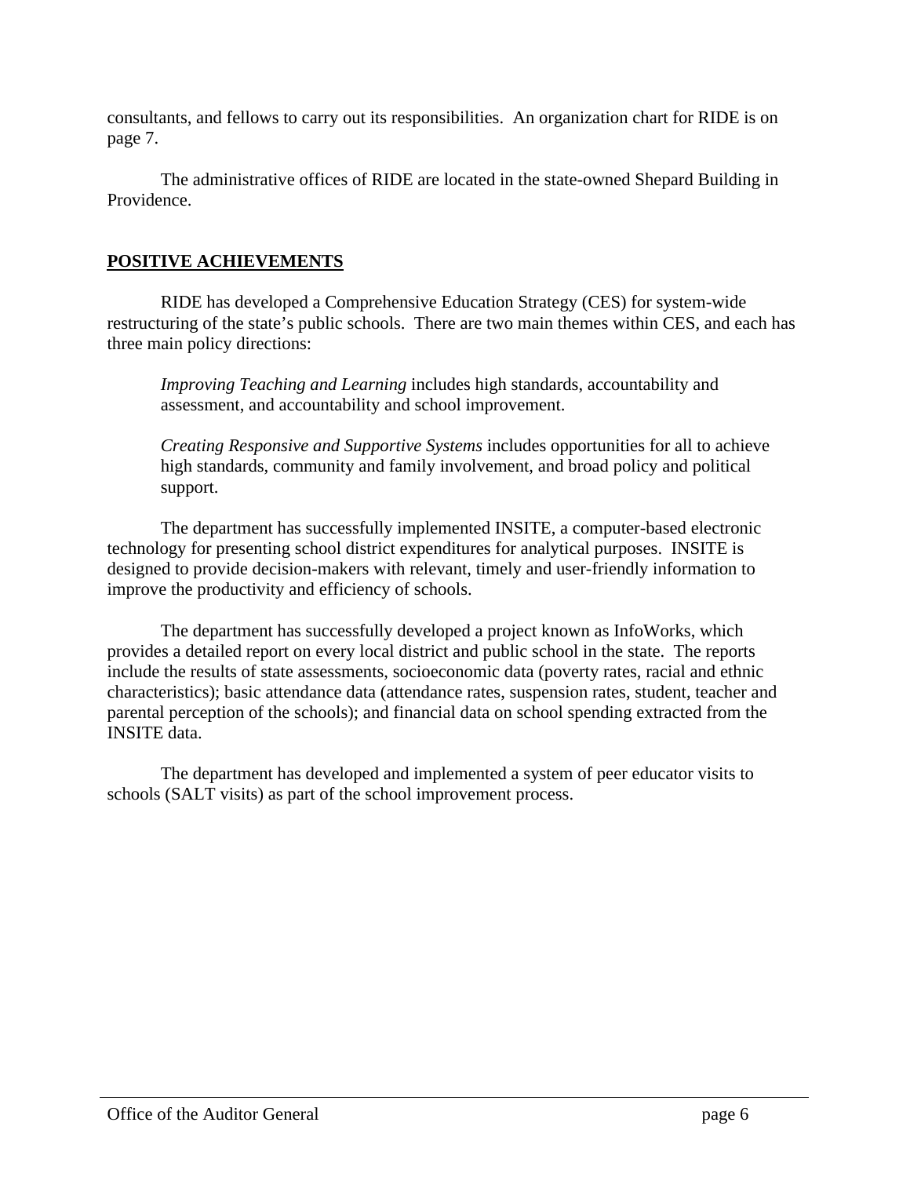consultants, and fellows to carry out its responsibilities. An organization chart for RIDE is on page 7.

The administrative offices of RIDE are located in the state-owned Shepard Building in Providence.

## **POSITIVE ACHIEVEMENTS**

RIDE has developed a Comprehensive Education Strategy (CES) for system-wide restructuring of the state's public schools. There are two main themes within CES, and each has three main policy directions:

> *Improving Teaching and Learning* includes high standards, accountability and assessment, and accountability and school improvement.
>
> *Creating Responsive and Supportive Systems* includes opportunities for all to achieve high standards, community and family involvement, and broad policy and political support.

The department has successfully implemented INSITE, a computer-based electronic technology for presenting school district expenditures for analytical purposes. INSITE is designed to provide decision-makers with relevant, timely and user-friendly information to improve the productivity and efficiency of schools.

The department has successfully developed a project known as InfoWorks, which provides a detailed report on every local district and public school in the state. The reports include the results of state assessments, socioeconomic data (poverty rates, racial and ethnic characteristics); basic attendance data (attendance rates, suspension rates, student, teacher and parental perception of the schools); and financial data on school spending extracted from the INSITE data.

The department has developed and implemented a system of peer educator visits to schools (SALT visits) as part of the school improvement process.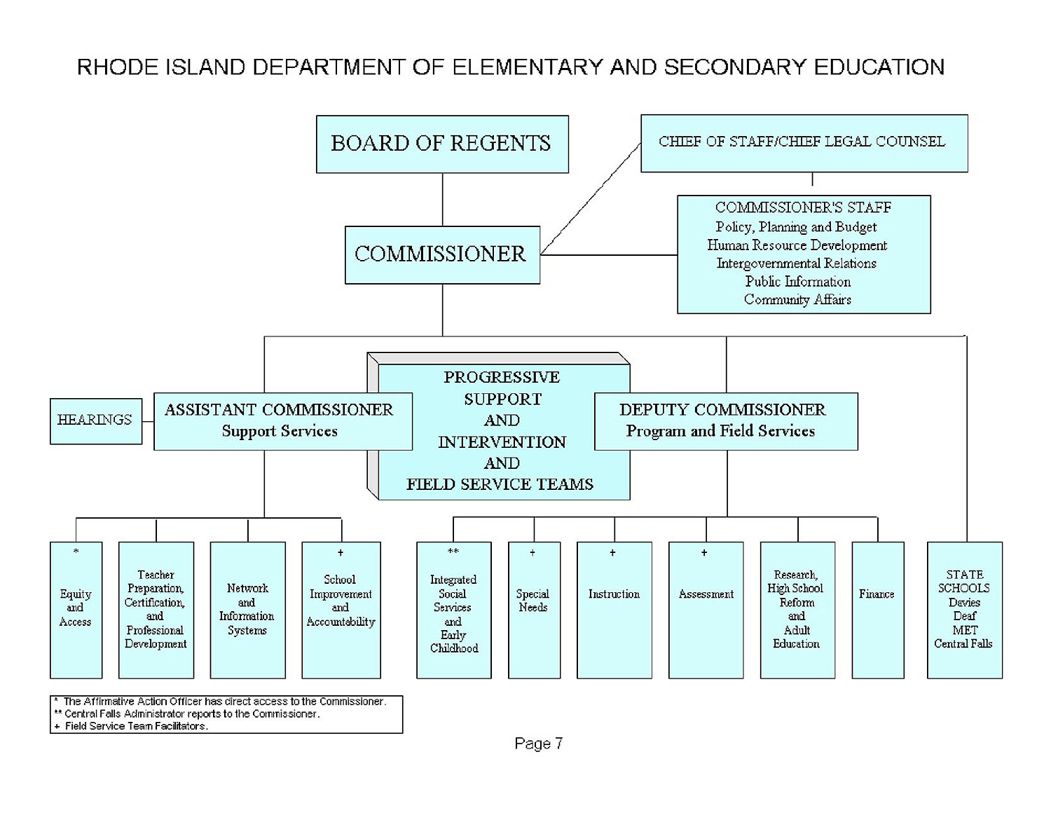# RHODE ISLAND DEPARTMENT OF ELEMENTARY AND SECONDARY EDUCATION

- **BOARD OF REGENTS**
  - **COMMISSIONER**
    - CHIEF OF STAFF/CHIEF LEGAL COUNSEL
      - COMMISSIONER'S STAFF
        - Policy, Planning and Budget
        - Human Resource Development
        - Intergovernmental Relations
        - Public Information
        - Community Affairs
    - **ASSISTANT COMMISSIONER** Support Services
      - HEARINGS
      - * Equity and Access
      - Teacher Preparation, Certification, and Professional Development
      - Network and Information Systems
      - + School Improvement and Accountability
    - **PROGRESSIVE SUPPORT AND INTERVENTION AND FIELD SERVICE TEAMS**
    - **DEPUTY COMMISSIONER** Program and Field Services
      - ** Integrated Social Services and Early Childhood
      - + Special Needs
      - + Instruction
      - + Assessment
      - Research, High School Reform and Adult Education
      - Finance
    - STATE SCHOOLS
      - Davies
      - Deaf
      - MET
      - Central Falls

\* The Affirmative Action Officer has direct access to the Commissioner.
\** Central Falls Administrator reports to the Commissioner.
\+ Field Service Team Facilitators.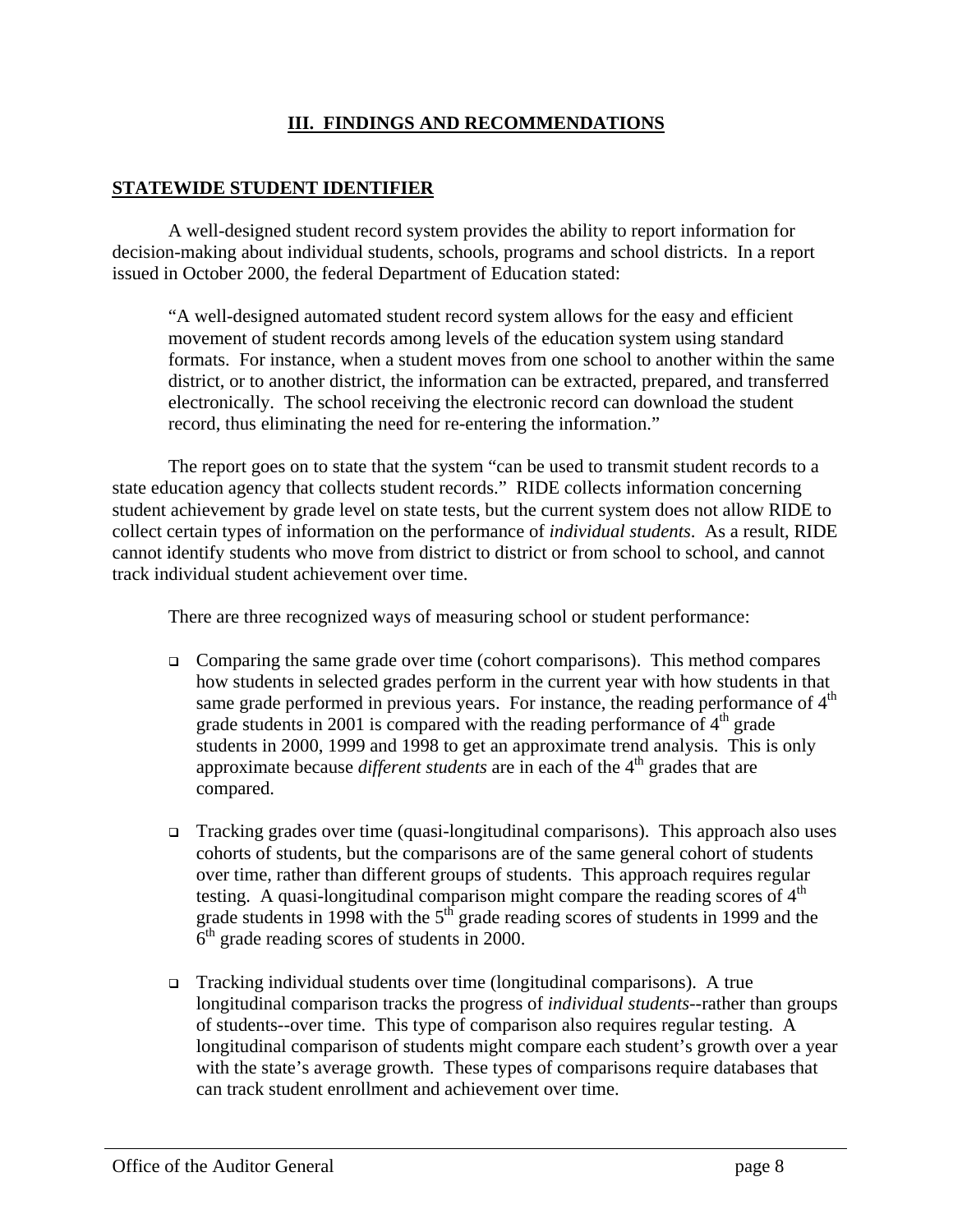# III. FINDINGS AND RECOMMENDATIONS

## STATEWIDE STUDENT IDENTIFIER

A well-designed student record system provides the ability to report information for decision-making about individual students, schools, programs and school districts. In a report issued in October 2000, the federal Department of Education stated:

> "A well-designed automated student record system allows for the easy and efficient movement of student records among levels of the education system using standard formats. For instance, when a student moves from one school to another within the same district, or to another district, the information can be extracted, prepared, and transferred electronically. The school receiving the electronic record can download the student record, thus eliminating the need for re-entering the information."

The report goes on to state that the system "can be used to transmit student records to a state education agency that collects student records." RIDE collects information concerning student achievement by grade level on state tests, but the current system does not allow RIDE to collect certain types of information on the performance of *individual students*. As a result, RIDE cannot identify students who move from district to district or from school to school, and cannot track individual student achievement over time.

There are three recognized ways of measuring school or student performance:

- Comparing the same grade over time (cohort comparisons). This method compares how students in selected grades perform in the current year with how students in that same grade performed in previous years. For instance, the reading performance of 4th grade students in 2001 is compared with the reading performance of 4th grade students in 2000, 1999 and 1998 to get an approximate trend analysis. This is only approximate because *different students* are in each of the 4th grades that are compared.

- Tracking grades over time (quasi-longitudinal comparisons). This approach also uses cohorts of students, but the comparisons are of the same general cohort of students over time, rather than different groups of students. This approach requires regular testing. A quasi-longitudinal comparison might compare the reading scores of 4th grade students in 1998 with the 5th grade reading scores of students in 1999 and the 6th grade reading scores of students in 2000.

- Tracking individual students over time (longitudinal comparisons). A true longitudinal comparison tracks the progress of *individual students*--rather than groups of students--over time. This type of comparison also requires regular testing. A longitudinal comparison of students might compare each student's growth over a year with the state's average growth. These types of comparisons require databases that can track student enrollment and achievement over time.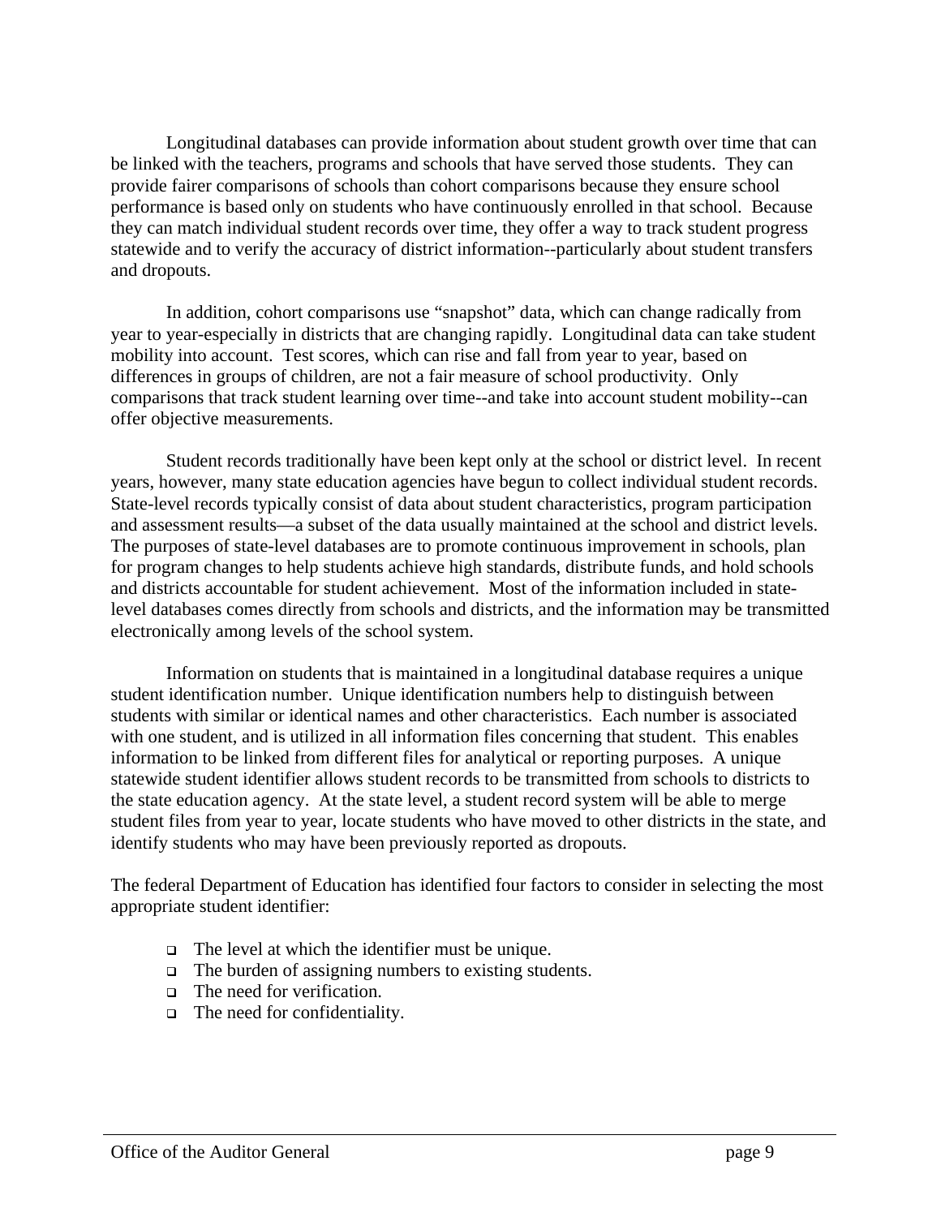Longitudinal databases can provide information about student growth over time that can be linked with the teachers, programs and schools that have served those students. They can provide fairer comparisons of schools than cohort comparisons because they ensure school performance is based only on students who have continuously enrolled in that school. Because they can match individual student records over time, they offer a way to track student progress statewide and to verify the accuracy of district information--particularly about student transfers and dropouts.

In addition, cohort comparisons use "snapshot" data, which can change radically from year to year-especially in districts that are changing rapidly. Longitudinal data can take student mobility into account. Test scores, which can rise and fall from year to year, based on differences in groups of children, are not a fair measure of school productivity. Only comparisons that track student learning over time--and take into account student mobility--can offer objective measurements.

Student records traditionally have been kept only at the school or district level. In recent years, however, many state education agencies have begun to collect individual student records. State-level records typically consist of data about student characteristics, program participation and assessment results—a subset of the data usually maintained at the school and district levels. The purposes of state-level databases are to promote continuous improvement in schools, plan for program changes to help students achieve high standards, distribute funds, and hold schools and districts accountable for student achievement. Most of the information included in state-level databases comes directly from schools and districts, and the information may be transmitted electronically among levels of the school system.

Information on students that is maintained in a longitudinal database requires a unique student identification number. Unique identification numbers help to distinguish between students with similar or identical names and other characteristics. Each number is associated with one student, and is utilized in all information files concerning that student. This enables information to be linked from different files for analytical or reporting purposes. A unique statewide student identifier allows student records to be transmitted from schools to districts to the state education agency. At the state level, a student record system will be able to merge student files from year to year, locate students who have moved to other districts in the state, and identify students who may have been previously reported as dropouts.

The federal Department of Education has identified four factors to consider in selecting the most appropriate student identifier:

- The level at which the identifier must be unique.
- The burden of assigning numbers to existing students.
- The need for verification.
- The need for confidentiality.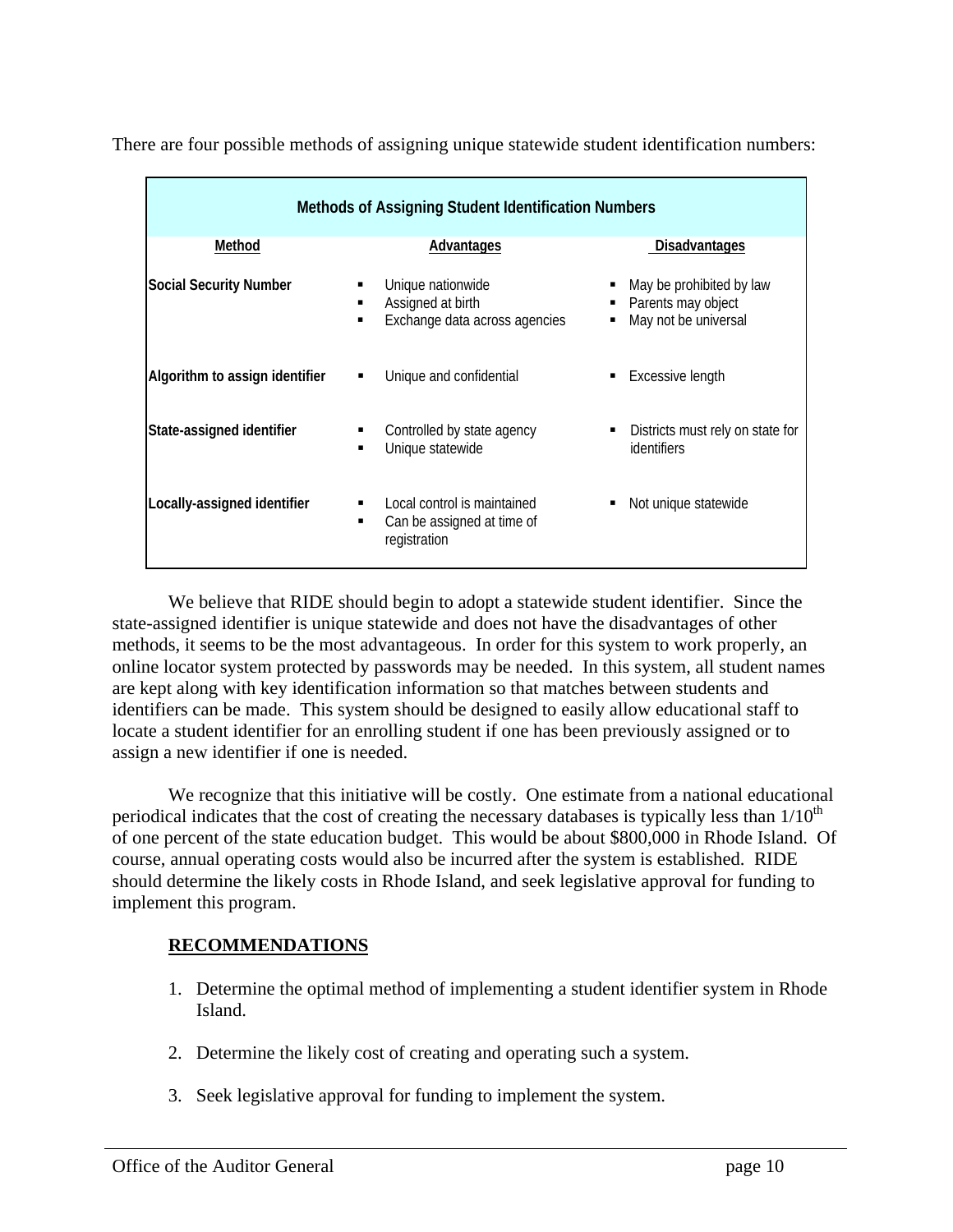There are four possible methods of assigning unique statewide student identification numbers:

| Methods of Assigning Student Identification Numbers | | |
|---|---|---|
| **Method** | **Advantages** | **Disadvantages** |
| **Social Security Number** | ▪ Unique nationwide<br>▪ Assigned at birth<br>▪ Exchange data across agencies | ▪ May be prohibited by law<br>▪ Parents may object<br>▪ May not be universal |
| **Algorithm to assign identifier** | ▪ Unique and confidential | ▪ Excessive length |
| **State-assigned identifier** | ▪ Controlled by state agency<br>▪ Unique statewide | ▪ Districts must rely on state for identifiers |
| **Locally-assigned identifier** | ▪ Local control is maintained<br>▪ Can be assigned at time of registration | ▪ Not unique statewide |

We believe that RIDE should begin to adopt a statewide student identifier. Since the state-assigned identifier is unique statewide and does not have the disadvantages of other methods, it seems to be the most advantageous. In order for this system to work properly, an online locator system protected by passwords may be needed. In this system, all student names are kept along with key identification information so that matches between students and identifiers can be made. This system should be designed to easily allow educational staff to locate a student identifier for an enrolling student if one has been previously assigned or to assign a new identifier if one is needed.

We recognize that this initiative will be costly. One estimate from a national educational periodical indicates that the cost of creating the necessary databases is typically less than 1/10th of one percent of the state education budget. This would be about $800,000 in Rhode Island. Of course, annual operating costs would also be incurred after the system is established. RIDE should determine the likely costs in Rhode Island, and seek legislative approval for funding to implement this program.

**RECOMMENDATIONS**

1. Determine the optimal method of implementing a student identifier system in Rhode Island.

2. Determine the likely cost of creating and operating such a system.

3. Seek legislative approval for funding to implement the system.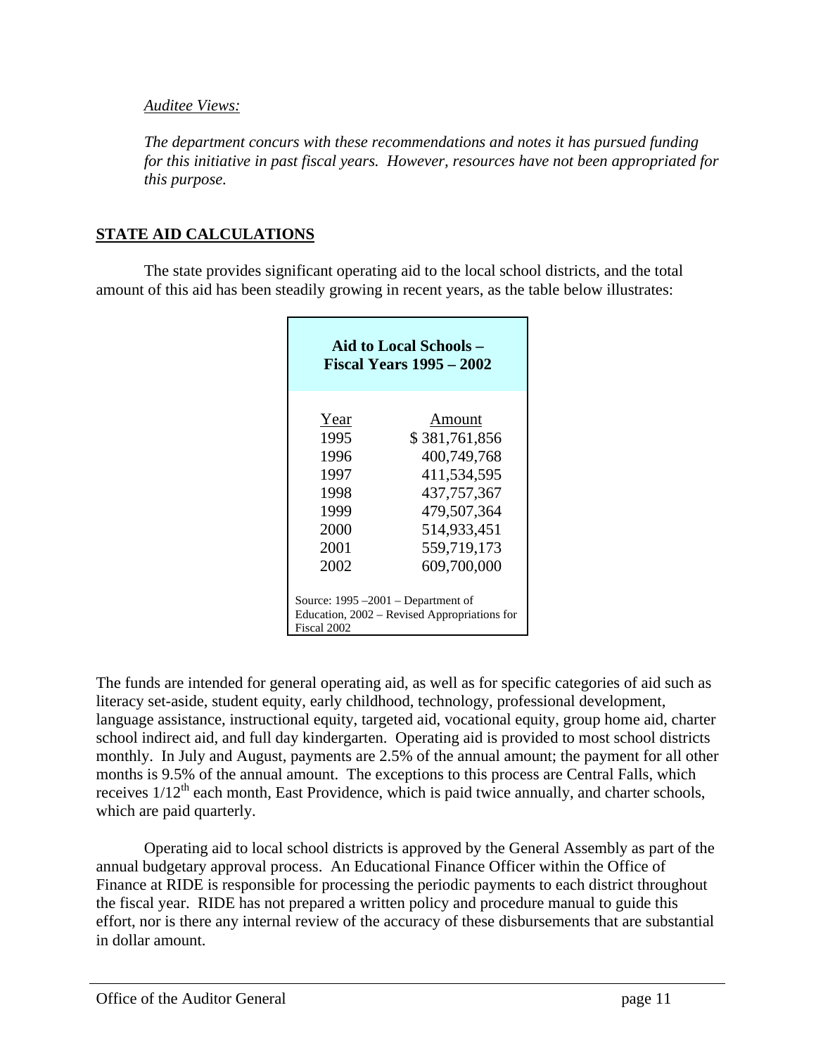*Auditee Views:*

*The department concurs with these recommendations and notes it has pursued funding for this initiative in past fiscal years. However, resources have not been appropriated for this purpose.*

## STATE AID CALCULATIONS

The state provides significant operating aid to the local school districts, and the total amount of this aid has been steadily growing in recent years, as the table below illustrates:

**Aid to Local Schools – Fiscal Years 1995 – 2002**

| Year | Amount |
|---|---|
| 1995 | $ 381,761,856 |
| 1996 | 400,749,768 |
| 1997 | 411,534,595 |
| 1998 | 437,757,367 |
| 1999 | 479,507,364 |
| 2000 | 514,933,451 |
| 2001 | 559,719,173 |
| 2002 | 609,700,000 |

Source: 1995 –2001 – Department of Education, 2002 – Revised Appropriations for Fiscal 2002

The funds are intended for general operating aid, as well as for specific categories of aid such as literacy set-aside, student equity, early childhood, technology, professional development, language assistance, instructional equity, targeted aid, vocational equity, group home aid, charter school indirect aid, and full day kindergarten. Operating aid is provided to most school districts monthly. In July and August, payments are 2.5% of the annual amount; the payment for all other months is 9.5% of the annual amount. The exceptions to this process are Central Falls, which receives 1/12th each month, East Providence, which is paid twice annually, and charter schools, which are paid quarterly.

Operating aid to local school districts is approved by the General Assembly as part of the annual budgetary approval process. An Educational Finance Officer within the Office of Finance at RIDE is responsible for processing the periodic payments to each district throughout the fiscal year. RIDE has not prepared a written policy and procedure manual to guide this effort, nor is there any internal review of the accuracy of these disbursements that are substantial in dollar amount.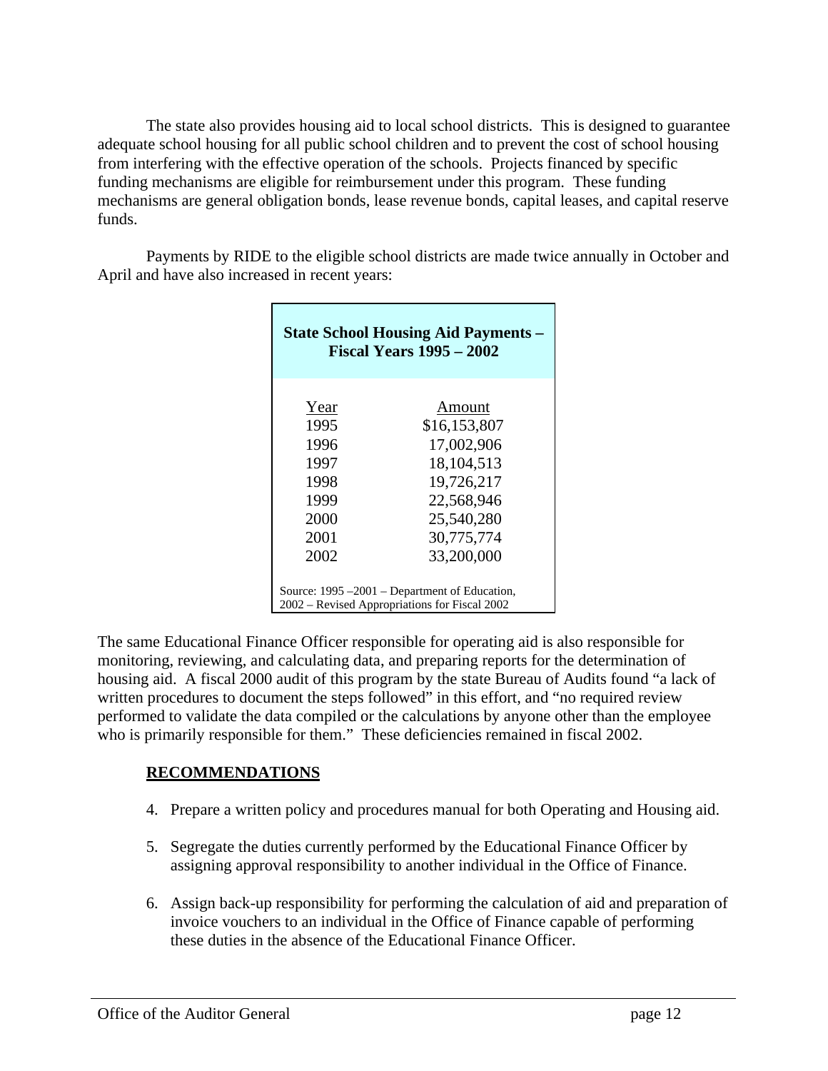The state also provides housing aid to local school districts. This is designed to guarantee adequate school housing for all public school children and to prevent the cost of school housing from interfering with the effective operation of the schools. Projects financed by specific funding mechanisms are eligible for reimbursement under this program. These funding mechanisms are general obligation bonds, lease revenue bonds, capital leases, and capital reserve funds.

Payments by RIDE to the eligible school districts are made twice annually in October and April and have also increased in recent years:

**State School Housing Aid Payments – Fiscal Years 1995 – 2002**

| Year | Amount |
|---|---|
| 1995 | $16,153,807 |
| 1996 | 17,002,906 |
| 1997 | 18,104,513 |
| 1998 | 19,726,217 |
| 1999 | 22,568,946 |
| 2000 | 25,540,280 |
| 2001 | 30,775,774 |
| 2002 | 33,200,000 |

Source: 1995 –2001 – Department of Education, 2002 – Revised Appropriations for Fiscal 2002

The same Educational Finance Officer responsible for operating aid is also responsible for monitoring, reviewing, and calculating data, and preparing reports for the determination of housing aid. A fiscal 2000 audit of this program by the state Bureau of Audits found "a lack of written procedures to document the steps followed" in this effort, and "no required review performed to validate the data compiled or the calculations by anyone other than the employee who is primarily responsible for them." These deficiencies remained in fiscal 2002.

**RECOMMENDATIONS**

4. Prepare a written policy and procedures manual for both Operating and Housing aid.

5. Segregate the duties currently performed by the Educational Finance Officer by assigning approval responsibility to another individual in the Office of Finance.

6. Assign back-up responsibility for performing the calculation of aid and preparation of invoice vouchers to an individual in the Office of Finance capable of performing these duties in the absence of the Educational Finance Officer.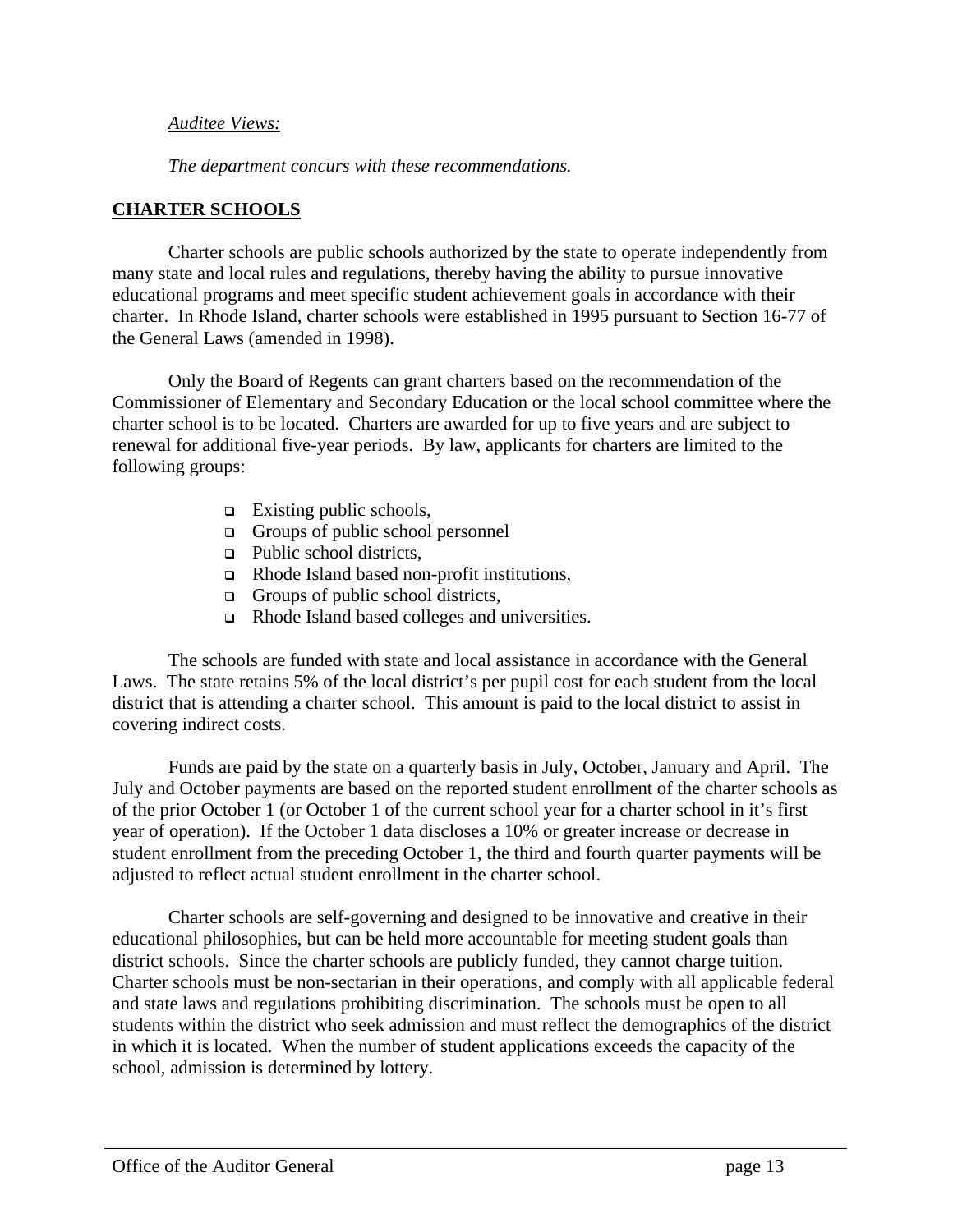*Auditee Views:*

*The department concurs with these recommendations.*

## CHARTER SCHOOLS

Charter schools are public schools authorized by the state to operate independently from many state and local rules and regulations, thereby having the ability to pursue innovative educational programs and meet specific student achievement goals in accordance with their charter. In Rhode Island, charter schools were established in 1995 pursuant to Section 16-77 of the General Laws (amended in 1998).

Only the Board of Regents can grant charters based on the recommendation of the Commissioner of Elementary and Secondary Education or the local school committee where the charter school is to be located. Charters are awarded for up to five years and are subject to renewal for additional five-year periods. By law, applicants for charters are limited to the following groups:

- Existing public schools,
- Groups of public school personnel
- Public school districts,
- Rhode Island based non-profit institutions,
- Groups of public school districts,
- Rhode Island based colleges and universities.

The schools are funded with state and local assistance in accordance with the General Laws. The state retains 5% of the local district's per pupil cost for each student from the local district that is attending a charter school. This amount is paid to the local district to assist in covering indirect costs.

Funds are paid by the state on a quarterly basis in July, October, January and April. The July and October payments are based on the reported student enrollment of the charter schools as of the prior October 1 (or October 1 of the current school year for a charter school in it's first year of operation). If the October 1 data discloses a 10% or greater increase or decrease in student enrollment from the preceding October 1, the third and fourth quarter payments will be adjusted to reflect actual student enrollment in the charter school.

Charter schools are self-governing and designed to be innovative and creative in their educational philosophies, but can be held more accountable for meeting student goals than district schools. Since the charter schools are publicly funded, they cannot charge tuition. Charter schools must be non-sectarian in their operations, and comply with all applicable federal and state laws and regulations prohibiting discrimination. The schools must be open to all students within the district who seek admission and must reflect the demographics of the district in which it is located. When the number of student applications exceeds the capacity of the school, admission is determined by lottery.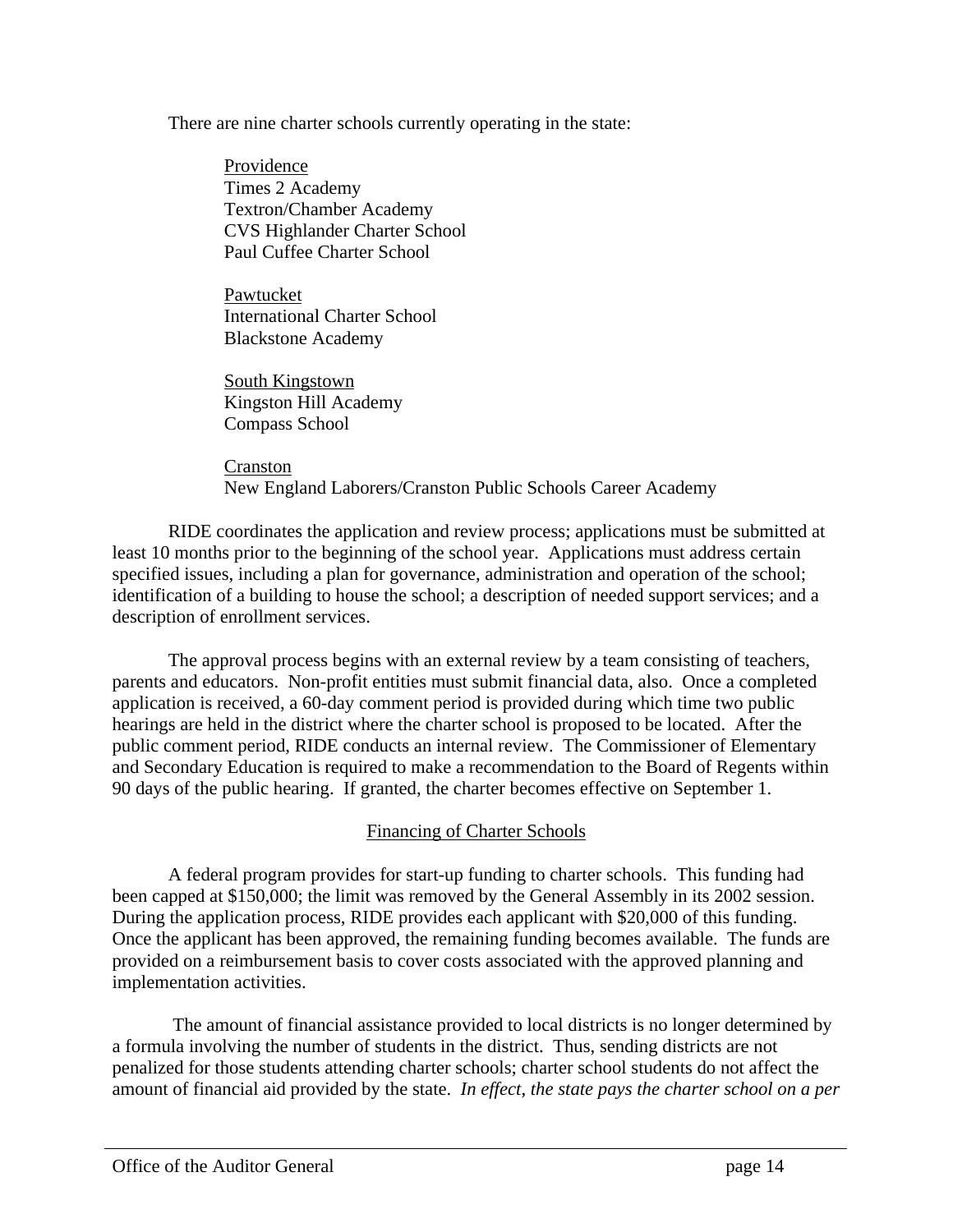There are nine charter schools currently operating in the state:

<u>Providence</u>
Times 2 Academy
Textron/Chamber Academy
CVS Highlander Charter School
Paul Cuffee Charter School

<u>Pawtucket</u>
International Charter School
Blackstone Academy

<u>South Kingstown</u>
Kingston Hill Academy
Compass School

<u>Cranston</u>
New England Laborers/Cranston Public Schools Career Academy

RIDE coordinates the application and review process; applications must be submitted at least 10 months prior to the beginning of the school year. Applications must address certain specified issues, including a plan for governance, administration and operation of the school; identification of a building to house the school; a description of needed support services; and a description of enrollment services.

The approval process begins with an external review by a team consisting of teachers, parents and educators. Non-profit entities must submit financial data, also. Once a completed application is received, a 60-day comment period is provided during which time two public hearings are held in the district where the charter school is proposed to be located. After the public comment period, RIDE conducts an internal review. The Commissioner of Elementary and Secondary Education is required to make a recommendation to the Board of Regents within 90 days of the public hearing. If granted, the charter becomes effective on September 1.

## Financing of Charter Schools

A federal program provides for start-up funding to charter schools. This funding had been capped at $150,000; the limit was removed by the General Assembly in its 2002 session. During the application process, RIDE provides each applicant with $20,000 of this funding. Once the applicant has been approved, the remaining funding becomes available. The funds are provided on a reimbursement basis to cover costs associated with the approved planning and implementation activities.

The amount of financial assistance provided to local districts is no longer determined by a formula involving the number of students in the district. Thus, sending districts are not penalized for those students attending charter schools; charter school students do not affect the amount of financial aid provided by the state. *In effect, the state pays the charter school on a per*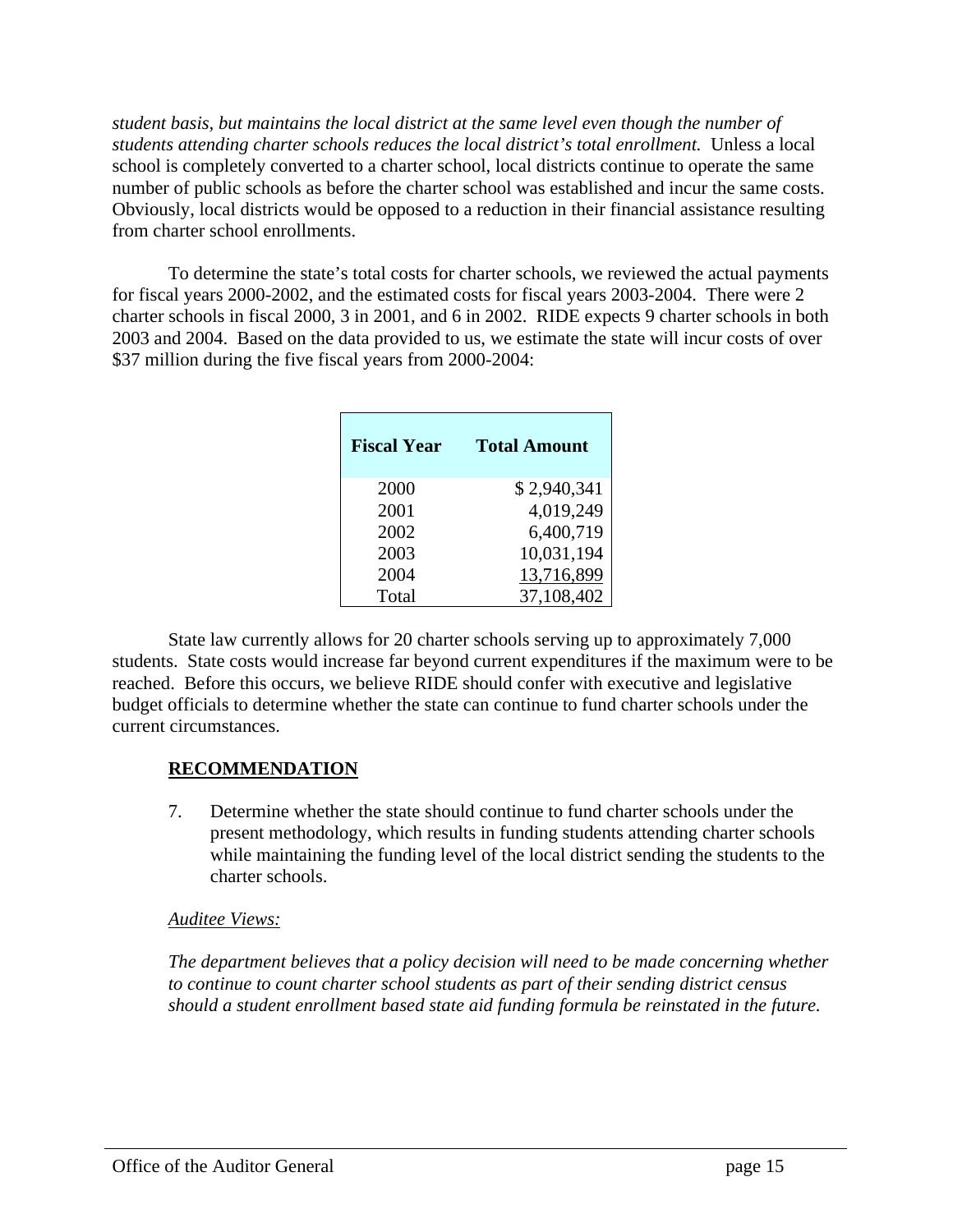*student basis, but maintains the local district at the same level even though the number of students attending charter schools reduces the local district's total enrollment.* Unless a local school is completely converted to a charter school, local districts continue to operate the same number of public schools as before the charter school was established and incur the same costs. Obviously, local districts would be opposed to a reduction in their financial assistance resulting from charter school enrollments.

To determine the state's total costs for charter schools, we reviewed the actual payments for fiscal years 2000-2002, and the estimated costs for fiscal years 2003-2004. There were 2 charter schools in fiscal 2000, 3 in 2001, and 6 in 2002. RIDE expects 9 charter schools in both 2003 and 2004. Based on the data provided to us, we estimate the state will incur costs of over $37 million during the five fiscal years from 2000-2004:

| Fiscal Year | Total Amount |
|---|---:|
| 2000 | $ 2,940,341 |
| 2001 | 4,019,249 |
| 2002 | 6,400,719 |
| 2003 | 10,031,194 |
| 2004 | 13,716,899 |
| Total | 37,108,402 |

State law currently allows for 20 charter schools serving up to approximately 7,000 students. State costs would increase far beyond current expenditures if the maximum were to be reached. Before this occurs, we believe RIDE should confer with executive and legislative budget officials to determine whether the state can continue to fund charter schools under the current circumstances.

**RECOMMENDATION**

7. Determine whether the state should continue to fund charter schools under the present methodology, which results in funding students attending charter schools while maintaining the funding level of the local district sending the students to the charter schools.

*Auditee Views:*

*The department believes that a policy decision will need to be made concerning whether to continue to count charter school students as part of their sending district census should a student enrollment based state aid funding formula be reinstated in the future.*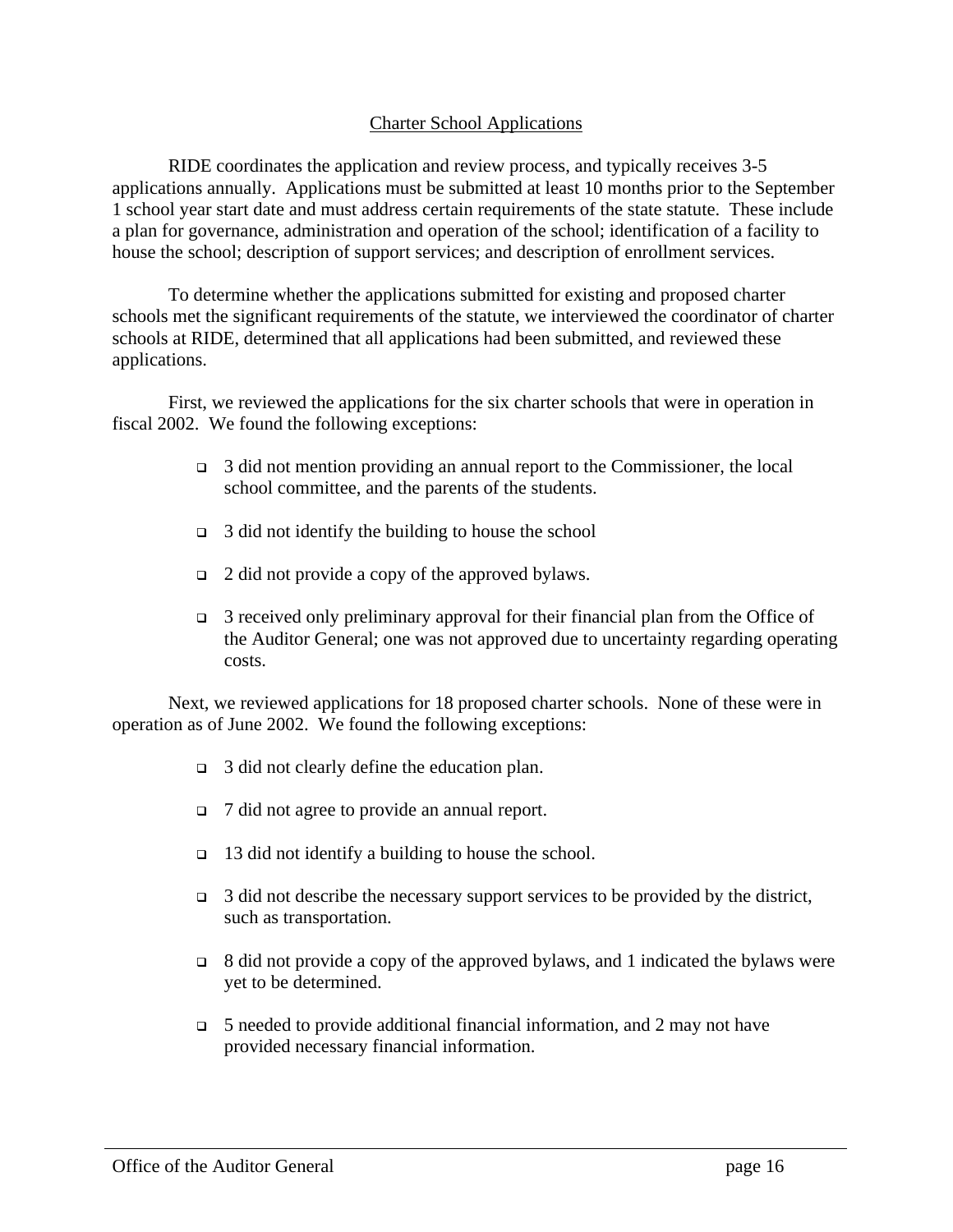## Charter School Applications

RIDE coordinates the application and review process, and typically receives 3-5 applications annually. Applications must be submitted at least 10 months prior to the September 1 school year start date and must address certain requirements of the state statute. These include a plan for governance, administration and operation of the school; identification of a facility to house the school; description of support services; and description of enrollment services.

To determine whether the applications submitted for existing and proposed charter schools met the significant requirements of the statute, we interviewed the coordinator of charter schools at RIDE, determined that all applications had been submitted, and reviewed these applications.

First, we reviewed the applications for the six charter schools that were in operation in fiscal 2002. We found the following exceptions:

- 3 did not mention providing an annual report to the Commissioner, the local school committee, and the parents of the students.
- 3 did not identify the building to house the school
- 2 did not provide a copy of the approved bylaws.
- 3 received only preliminary approval for their financial plan from the Office of the Auditor General; one was not approved due to uncertainty regarding operating costs.

Next, we reviewed applications for 18 proposed charter schools. None of these were in operation as of June 2002. We found the following exceptions:

- 3 did not clearly define the education plan.
- 7 did not agree to provide an annual report.
- 13 did not identify a building to house the school.
- 3 did not describe the necessary support services to be provided by the district, such as transportation.
- 8 did not provide a copy of the approved bylaws, and 1 indicated the bylaws were yet to be determined.
- 5 needed to provide additional financial information, and 2 may not have provided necessary financial information.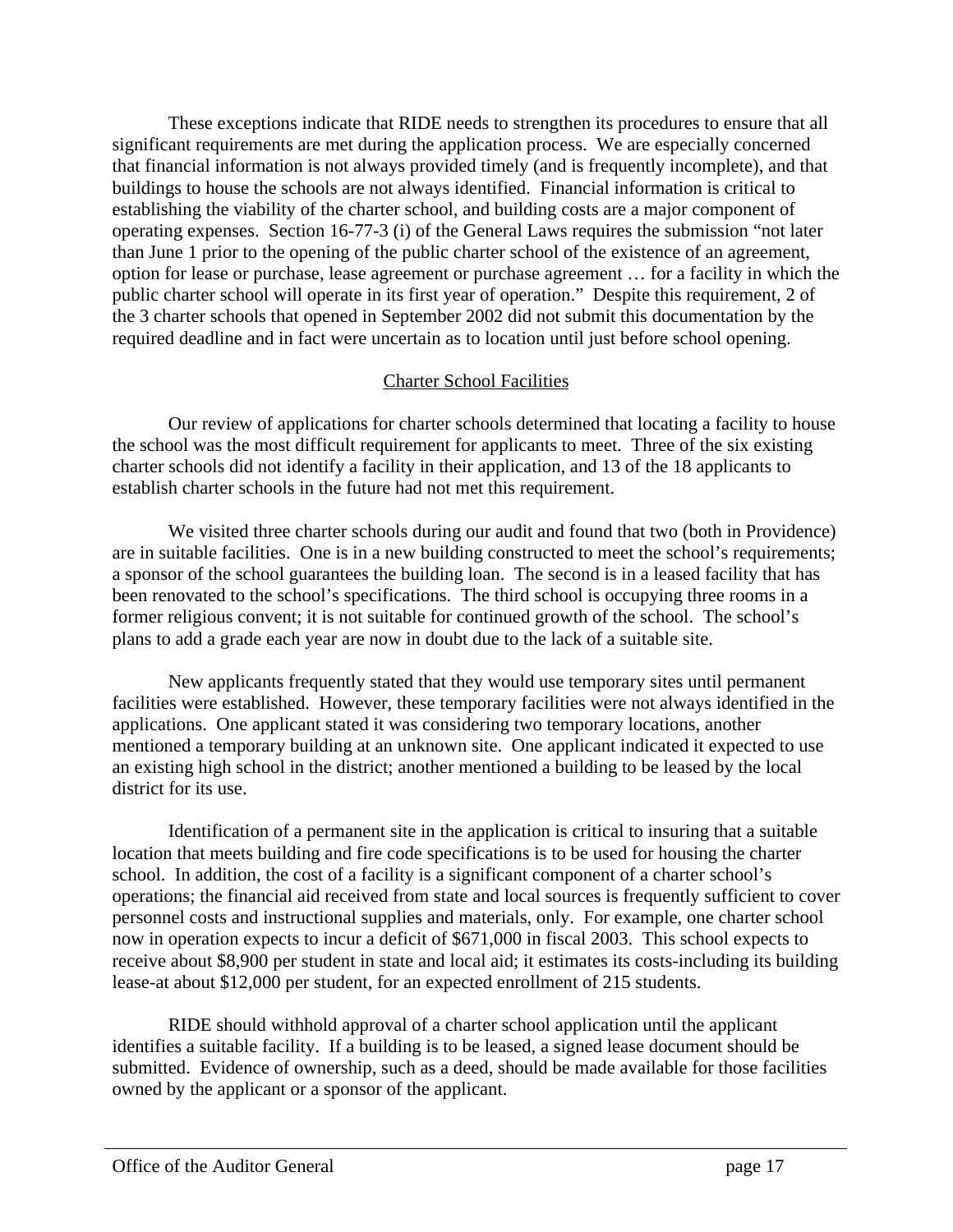These exceptions indicate that RIDE needs to strengthen its procedures to ensure that all significant requirements are met during the application process. We are especially concerned that financial information is not always provided timely (and is frequently incomplete), and that buildings to house the schools are not always identified. Financial information is critical to establishing the viability of the charter school, and building costs are a major component of operating expenses. Section 16-77-3 (i) of the General Laws requires the submission "not later than June 1 prior to the opening of the public charter school of the existence of an agreement, option for lease or purchase, lease agreement or purchase agreement … for a facility in which the public charter school will operate in its first year of operation." Despite this requirement, 2 of the 3 charter schools that opened in September 2002 did not submit this documentation by the required deadline and in fact were uncertain as to location until just before school opening.

## Charter School Facilities

Our review of applications for charter schools determined that locating a facility to house the school was the most difficult requirement for applicants to meet. Three of the six existing charter schools did not identify a facility in their application, and 13 of the 18 applicants to establish charter schools in the future had not met this requirement.

We visited three charter schools during our audit and found that two (both in Providence) are in suitable facilities. One is in a new building constructed to meet the school's requirements; a sponsor of the school guarantees the building loan. The second is in a leased facility that has been renovated to the school's specifications. The third school is occupying three rooms in a former religious convent; it is not suitable for continued growth of the school. The school's plans to add a grade each year are now in doubt due to the lack of a suitable site.

New applicants frequently stated that they would use temporary sites until permanent facilities were established. However, these temporary facilities were not always identified in the applications. One applicant stated it was considering two temporary locations, another mentioned a temporary building at an unknown site. One applicant indicated it expected to use an existing high school in the district; another mentioned a building to be leased by the local district for its use.

Identification of a permanent site in the application is critical to insuring that a suitable location that meets building and fire code specifications is to be used for housing the charter school. In addition, the cost of a facility is a significant component of a charter school's operations; the financial aid received from state and local sources is frequently sufficient to cover personnel costs and instructional supplies and materials, only. For example, one charter school now in operation expects to incur a deficit of $671,000 in fiscal 2003. This school expects to receive about $8,900 per student in state and local aid; it estimates its costs-including its building lease-at about $12,000 per student, for an expected enrollment of 215 students.

RIDE should withhold approval of a charter school application until the applicant identifies a suitable facility. If a building is to be leased, a signed lease document should be submitted. Evidence of ownership, such as a deed, should be made available for those facilities owned by the applicant or a sponsor of the applicant.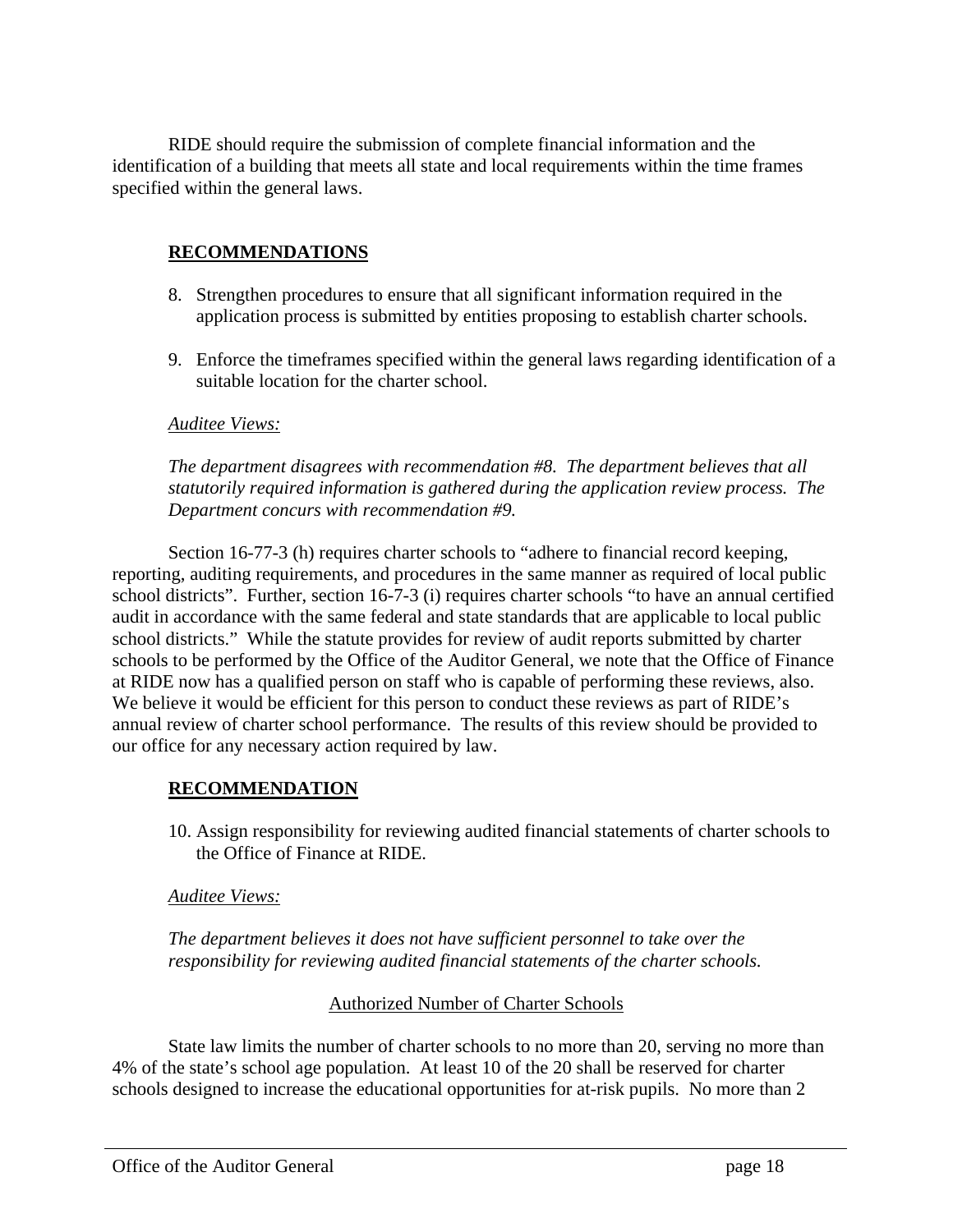RIDE should require the submission of complete financial information and the identification of a building that meets all state and local requirements within the time frames specified within the general laws.

**RECOMMENDATIONS**

8. Strengthen procedures to ensure that all significant information required in the application process is submitted by entities proposing to establish charter schools.

9. Enforce the timeframes specified within the general laws regarding identification of a suitable location for the charter school.

*Auditee Views:*

*The department disagrees with recommendation #8. The department believes that all statutorily required information is gathered during the application review process. The Department concurs with recommendation #9.*

Section 16-77-3 (h) requires charter schools to "adhere to financial record keeping, reporting, auditing requirements, and procedures in the same manner as required of local public school districts". Further, section 16-7-3 (i) requires charter schools "to have an annual certified audit in accordance with the same federal and state standards that are applicable to local public school districts." While the statute provides for review of audit reports submitted by charter schools to be performed by the Office of the Auditor General, we note that the Office of Finance at RIDE now has a qualified person on staff who is capable of performing these reviews, also. We believe it would be efficient for this person to conduct these reviews as part of RIDE's annual review of charter school performance. The results of this review should be provided to our office for any necessary action required by law.

**RECOMMENDATION**

10. Assign responsibility for reviewing audited financial statements of charter schools to the Office of Finance at RIDE.

*Auditee Views:*

*The department believes it does not have sufficient personnel to take over the responsibility for reviewing audited financial statements of the charter schools.*

Authorized Number of Charter Schools

State law limits the number of charter schools to no more than 20, serving no more than 4% of the state's school age population. At least 10 of the 20 shall be reserved for charter schools designed to increase the educational opportunities for at-risk pupils. No more than 2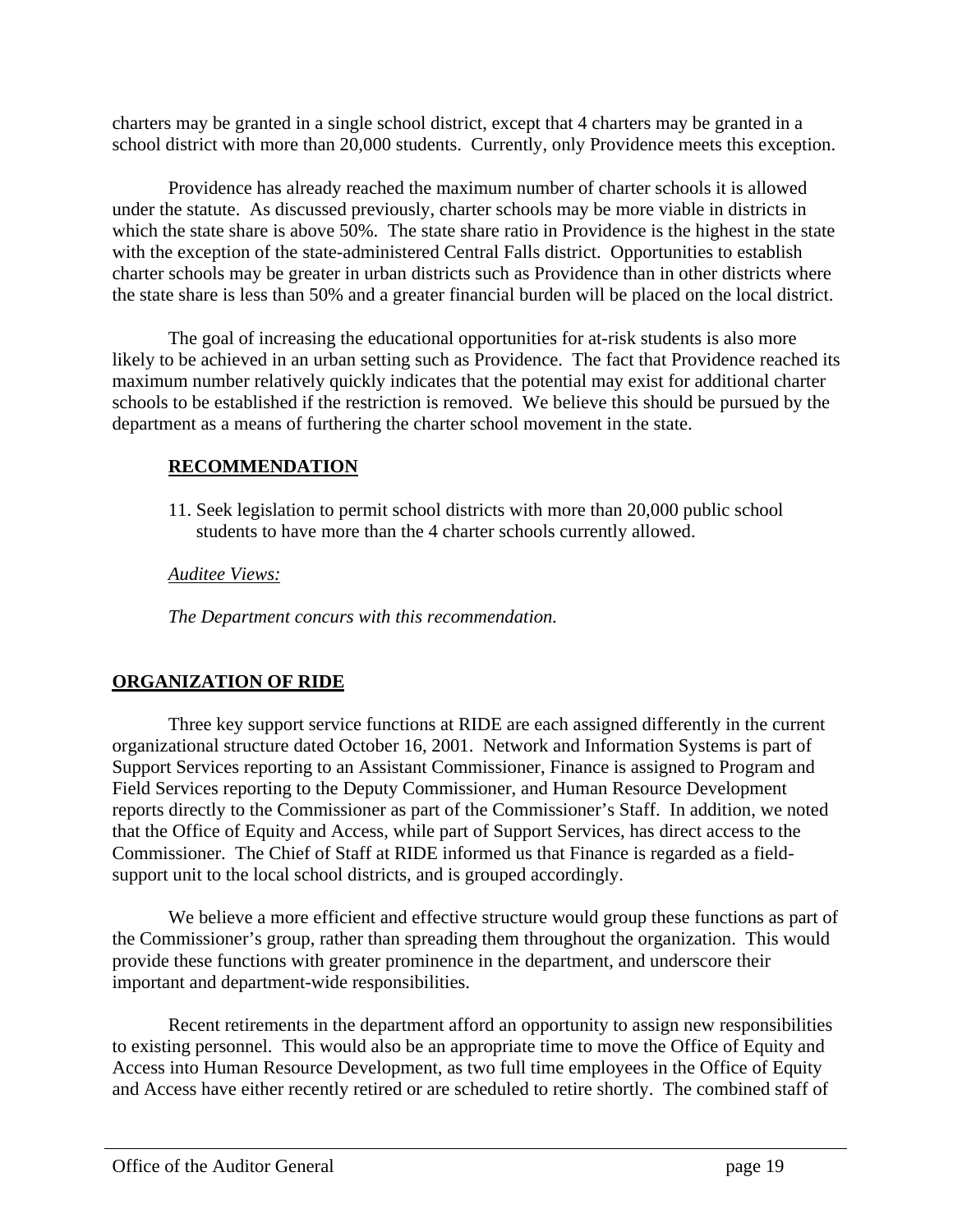charters may be granted in a single school district, except that 4 charters may be granted in a school district with more than 20,000 students. Currently, only Providence meets this exception.

Providence has already reached the maximum number of charter schools it is allowed under the statute. As discussed previously, charter schools may be more viable in districts in which the state share is above 50%. The state share ratio in Providence is the highest in the state with the exception of the state-administered Central Falls district. Opportunities to establish charter schools may be greater in urban districts such as Providence than in other districts where the state share is less than 50% and a greater financial burden will be placed on the local district.

The goal of increasing the educational opportunities for at-risk students is also more likely to be achieved in an urban setting such as Providence. The fact that Providence reached its maximum number relatively quickly indicates that the potential may exist for additional charter schools to be established if the restriction is removed. We believe this should be pursued by the department as a means of furthering the charter school movement in the state.

**RECOMMENDATION**

11. Seek legislation to permit school districts with more than 20,000 public school students to have more than the 4 charter schools currently allowed.

*Auditee Views:*

*The Department concurs with this recommendation.*

## ORGANIZATION OF RIDE

Three key support service functions at RIDE are each assigned differently in the current organizational structure dated October 16, 2001. Network and Information Systems is part of Support Services reporting to an Assistant Commissioner, Finance is assigned to Program and Field Services reporting to the Deputy Commissioner, and Human Resource Development reports directly to the Commissioner as part of the Commissioner's Staff. In addition, we noted that the Office of Equity and Access, while part of Support Services, has direct access to the Commissioner. The Chief of Staff at RIDE informed us that Finance is regarded as a field-support unit to the local school districts, and is grouped accordingly.

We believe a more efficient and effective structure would group these functions as part of the Commissioner's group, rather than spreading them throughout the organization. This would provide these functions with greater prominence in the department, and underscore their important and department-wide responsibilities.

Recent retirements in the department afford an opportunity to assign new responsibilities to existing personnel. This would also be an appropriate time to move the Office of Equity and Access into Human Resource Development, as two full time employees in the Office of Equity and Access have either recently retired or are scheduled to retire shortly. The combined staff of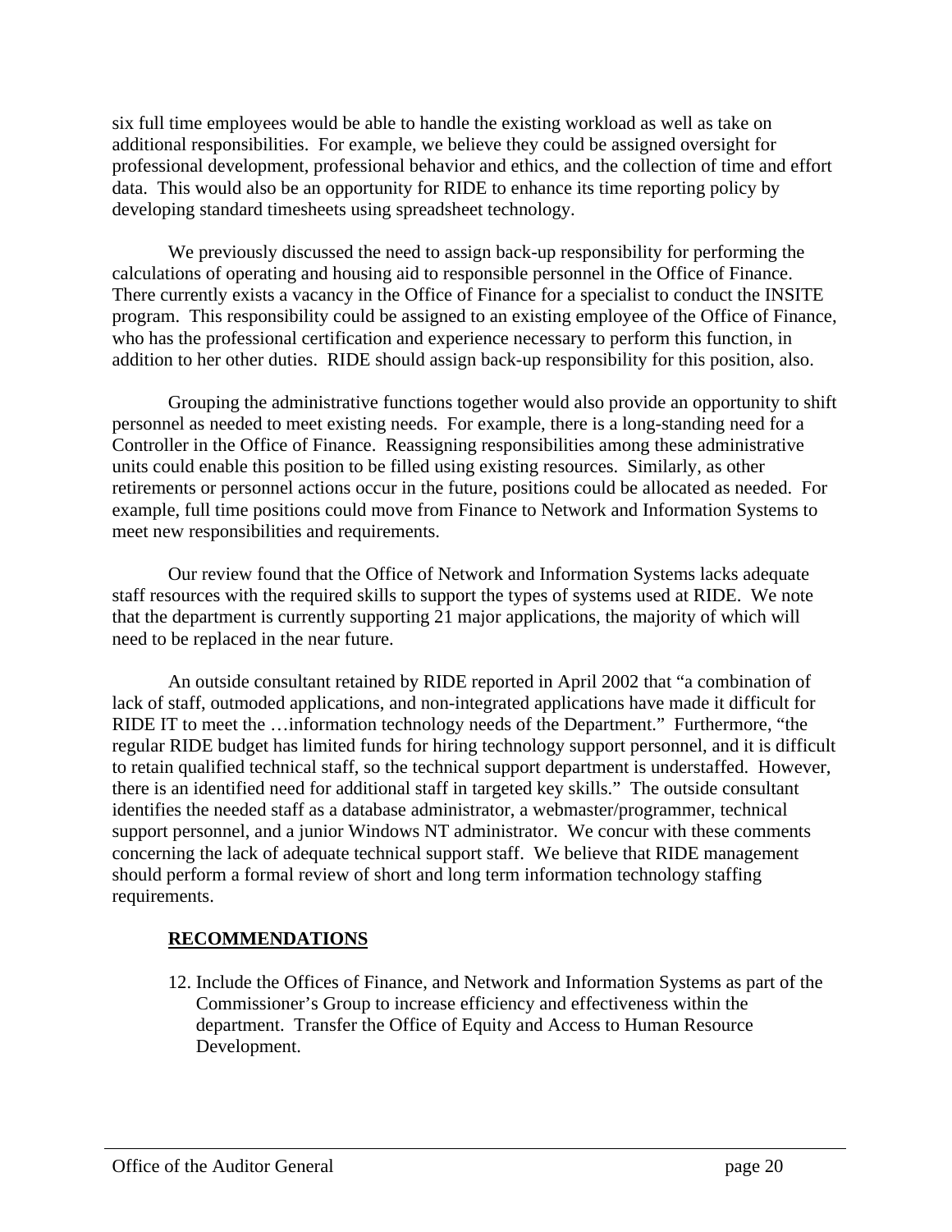six full time employees would be able to handle the existing workload as well as take on additional responsibilities. For example, we believe they could be assigned oversight for professional development, professional behavior and ethics, and the collection of time and effort data. This would also be an opportunity for RIDE to enhance its time reporting policy by developing standard timesheets using spreadsheet technology.

We previously discussed the need to assign back-up responsibility for performing the calculations of operating and housing aid to responsible personnel in the Office of Finance. There currently exists a vacancy in the Office of Finance for a specialist to conduct the INSITE program. This responsibility could be assigned to an existing employee of the Office of Finance, who has the professional certification and experience necessary to perform this function, in addition to her other duties. RIDE should assign back-up responsibility for this position, also.

Grouping the administrative functions together would also provide an opportunity to shift personnel as needed to meet existing needs. For example, there is a long-standing need for a Controller in the Office of Finance. Reassigning responsibilities among these administrative units could enable this position to be filled using existing resources. Similarly, as other retirements or personnel actions occur in the future, positions could be allocated as needed. For example, full time positions could move from Finance to Network and Information Systems to meet new responsibilities and requirements.

Our review found that the Office of Network and Information Systems lacks adequate staff resources with the required skills to support the types of systems used at RIDE. We note that the department is currently supporting 21 major applications, the majority of which will need to be replaced in the near future.

An outside consultant retained by RIDE reported in April 2002 that "a combination of lack of staff, outmoded applications, and non-integrated applications have made it difficult for RIDE IT to meet the …information technology needs of the Department." Furthermore, "the regular RIDE budget has limited funds for hiring technology support personnel, and it is difficult to retain qualified technical staff, so the technical support department is understaffed. However, there is an identified need for additional staff in targeted key skills." The outside consultant identifies the needed staff as a database administrator, a webmaster/programmer, technical support personnel, and a junior Windows NT administrator. We concur with these comments concerning the lack of adequate technical support staff. We believe that RIDE management should perform a formal review of short and long term information technology staffing requirements.

**RECOMMENDATIONS**

12. Include the Offices of Finance, and Network and Information Systems as part of the Commissioner's Group to increase efficiency and effectiveness within the department. Transfer the Office of Equity and Access to Human Resource Development.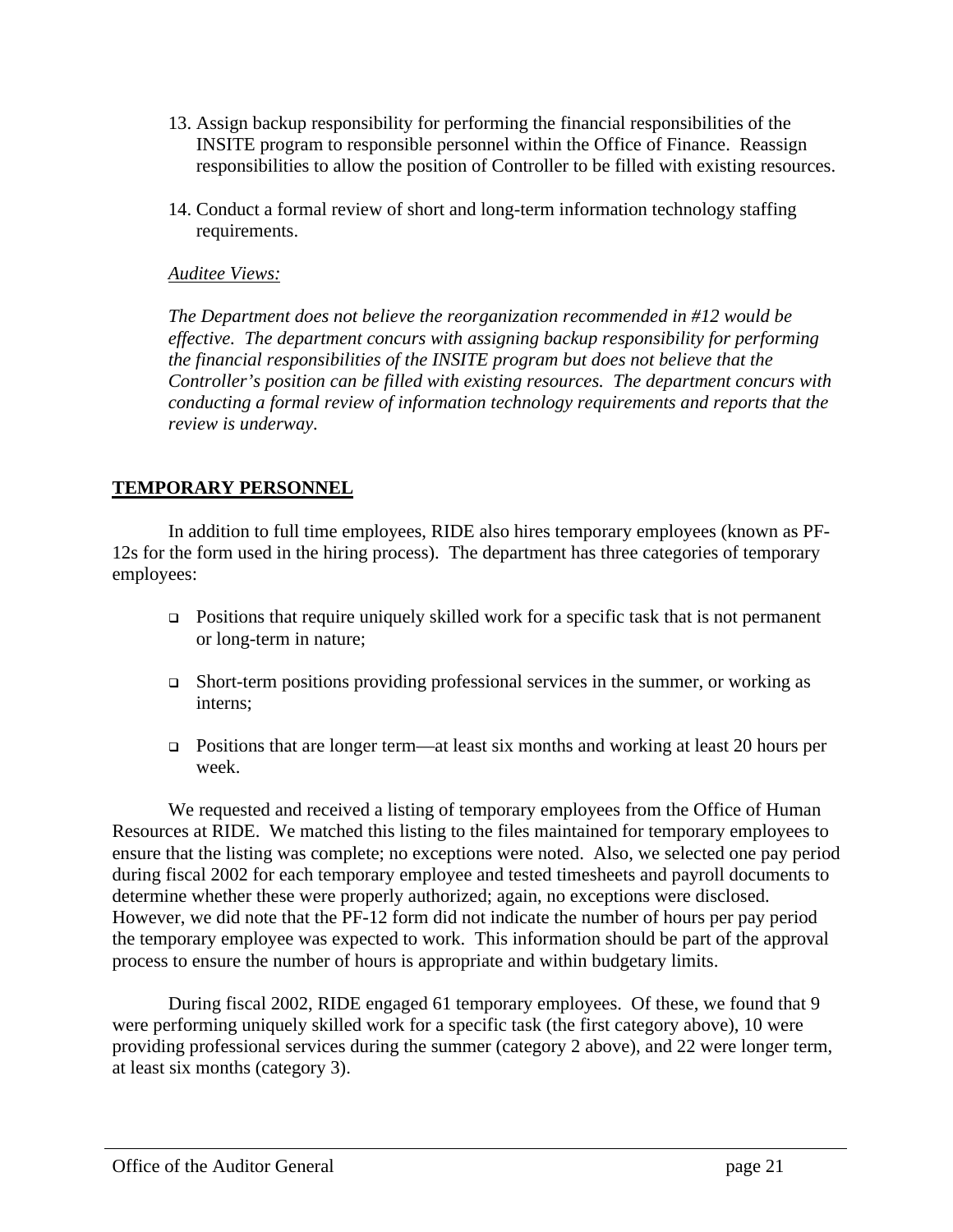13. Assign backup responsibility for performing the financial responsibilities of the INSITE program to responsible personnel within the Office of Finance. Reassign responsibilities to allow the position of Controller to be filled with existing resources.

14. Conduct a formal review of short and long-term information technology staffing requirements.

*Auditee Views:*

*The Department does not believe the reorganization recommended in #12 would be effective. The department concurs with assigning backup responsibility for performing the financial responsibilities of the INSITE program but does not believe that the Controller's position can be filled with existing resources. The department concurs with conducting a formal review of information technology requirements and reports that the review is underway.*

## TEMPORARY PERSONNEL

In addition to full time employees, RIDE also hires temporary employees (known as PF-12s for the form used in the hiring process). The department has three categories of temporary employees:

- Positions that require uniquely skilled work for a specific task that is not permanent or long-term in nature;
- Short-term positions providing professional services in the summer, or working as interns;
- Positions that are longer term—at least six months and working at least 20 hours per week.

We requested and received a listing of temporary employees from the Office of Human Resources at RIDE. We matched this listing to the files maintained for temporary employees to ensure that the listing was complete; no exceptions were noted. Also, we selected one pay period during fiscal 2002 for each temporary employee and tested timesheets and payroll documents to determine whether these were properly authorized; again, no exceptions were disclosed. However, we did note that the PF-12 form did not indicate the number of hours per pay period the temporary employee was expected to work. This information should be part of the approval process to ensure the number of hours is appropriate and within budgetary limits.

During fiscal 2002, RIDE engaged 61 temporary employees. Of these, we found that 9 were performing uniquely skilled work for a specific task (the first category above), 10 were providing professional services during the summer (category 2 above), and 22 were longer term, at least six months (category 3).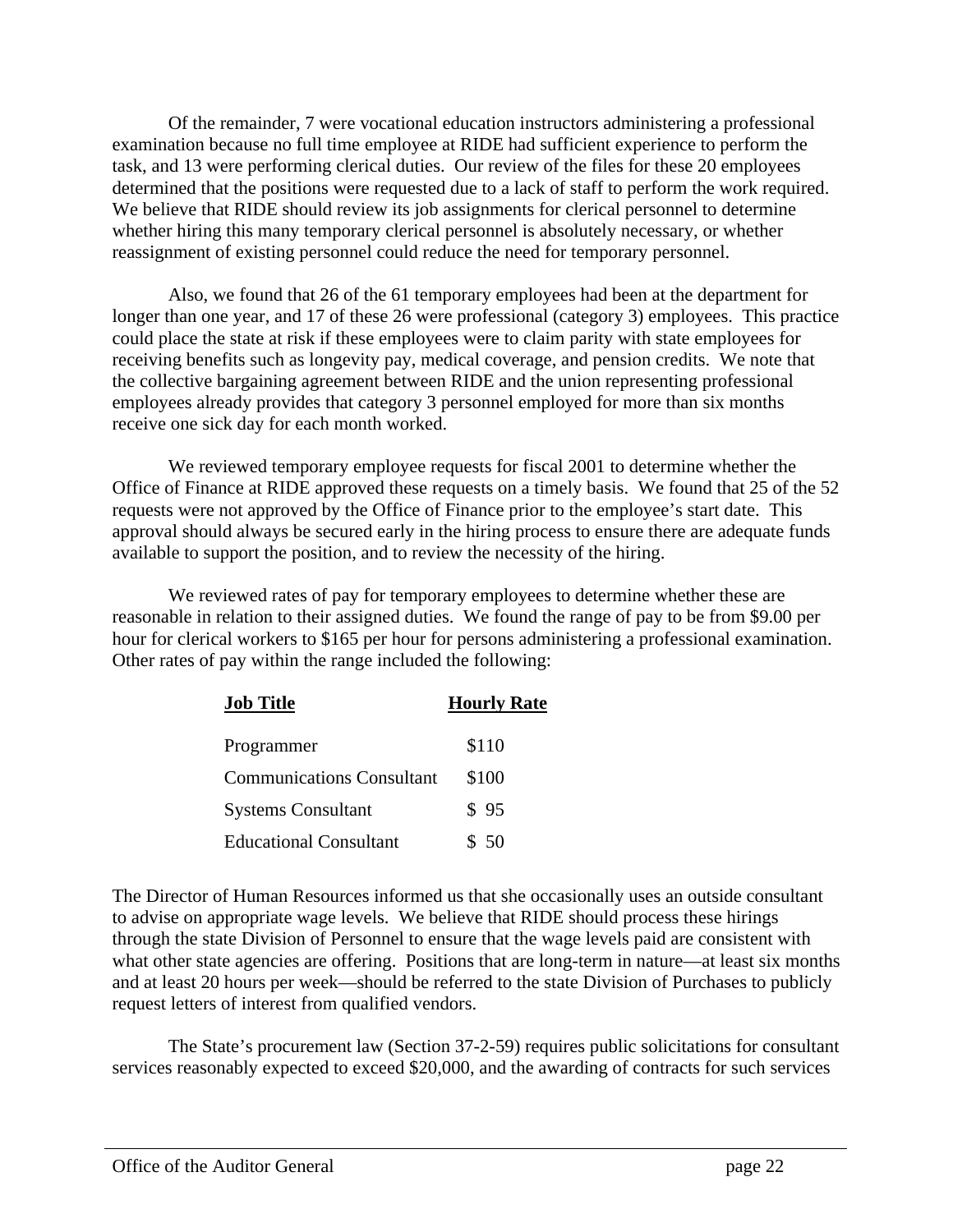Of the remainder, 7 were vocational education instructors administering a professional examination because no full time employee at RIDE had sufficient experience to perform the task, and 13 were performing clerical duties. Our review of the files for these 20 employees determined that the positions were requested due to a lack of staff to perform the work required. We believe that RIDE should review its job assignments for clerical personnel to determine whether hiring this many temporary clerical personnel is absolutely necessary, or whether reassignment of existing personnel could reduce the need for temporary personnel.

Also, we found that 26 of the 61 temporary employees had been at the department for longer than one year, and 17 of these 26 were professional (category 3) employees. This practice could place the state at risk if these employees were to claim parity with state employees for receiving benefits such as longevity pay, medical coverage, and pension credits. We note that the collective bargaining agreement between RIDE and the union representing professional employees already provides that category 3 personnel employed for more than six months receive one sick day for each month worked.

We reviewed temporary employee requests for fiscal 2001 to determine whether the Office of Finance at RIDE approved these requests on a timely basis. We found that 25 of the 52 requests were not approved by the Office of Finance prior to the employee's start date. This approval should always be secured early in the hiring process to ensure there are adequate funds available to support the position, and to review the necessity of the hiring.

We reviewed rates of pay for temporary employees to determine whether these are reasonable in relation to their assigned duties. We found the range of pay to be from $9.00 per hour for clerical workers to $165 per hour for persons administering a professional examination. Other rates of pay within the range included the following:

| Job Title | Hourly Rate |
|---|---|
| Programmer | $110 |
| Communications Consultant | $100 |
| Systems Consultant | $ 95 |
| Educational Consultant | $ 50 |

The Director of Human Resources informed us that she occasionally uses an outside consultant to advise on appropriate wage levels. We believe that RIDE should process these hirings through the state Division of Personnel to ensure that the wage levels paid are consistent with what other state agencies are offering. Positions that are long-term in nature—at least six months and at least 20 hours per week—should be referred to the state Division of Purchases to publicly request letters of interest from qualified vendors.

The State's procurement law (Section 37-2-59) requires public solicitations for consultant services reasonably expected to exceed $20,000, and the awarding of contracts for such services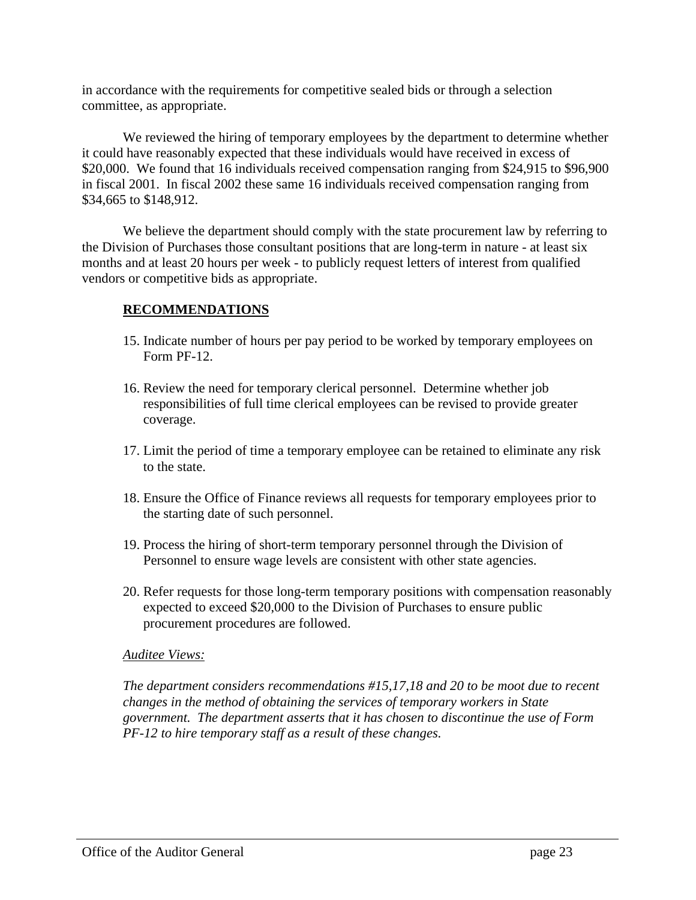in accordance with the requirements for competitive sealed bids or through a selection committee, as appropriate.

We reviewed the hiring of temporary employees by the department to determine whether it could have reasonably expected that these individuals would have received in excess of $20,000. We found that 16 individuals received compensation ranging from $24,915 to $96,900 in fiscal 2001. In fiscal 2002 these same 16 individuals received compensation ranging from $34,665 to $148,912.

We believe the department should comply with the state procurement law by referring to the Division of Purchases those consultant positions that are long-term in nature - at least six months and at least 20 hours per week - to publicly request letters of interest from qualified vendors or competitive bids as appropriate.

**RECOMMENDATIONS**

15. Indicate number of hours per pay period to be worked by temporary employees on Form PF-12.

16. Review the need for temporary clerical personnel. Determine whether job responsibilities of full time clerical employees can be revised to provide greater coverage.

17. Limit the period of time a temporary employee can be retained to eliminate any risk to the state.

18. Ensure the Office of Finance reviews all requests for temporary employees prior to the starting date of such personnel.

19. Process the hiring of short-term temporary personnel through the Division of Personnel to ensure wage levels are consistent with other state agencies.

20. Refer requests for those long-term temporary positions with compensation reasonably expected to exceed $20,000 to the Division of Purchases to ensure public procurement procedures are followed.

*Auditee Views:*

*The department considers recommendations #15,17,18 and 20 to be moot due to recent changes in the method of obtaining the services of temporary workers in State government. The department asserts that it has chosen to discontinue the use of Form PF-12 to hire temporary staff as a result of these changes.*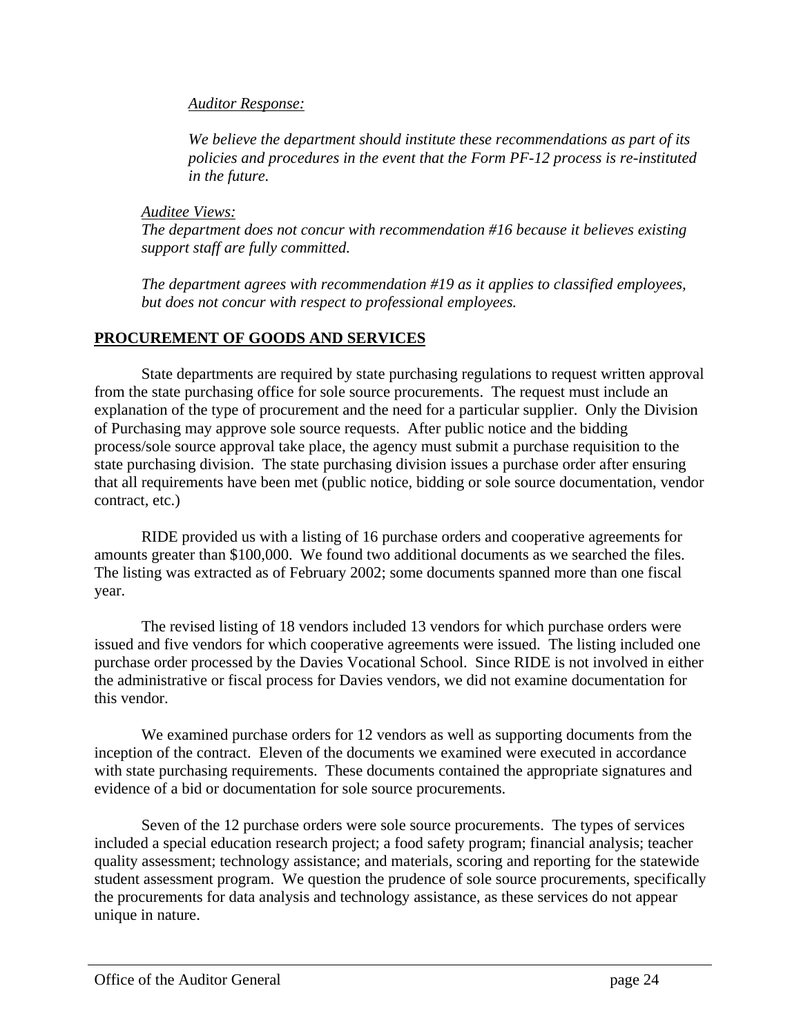*Auditor Response:*

*We believe the department should institute these recommendations as part of its policies and procedures in the event that the Form PF-12 process is re-instituted in the future.*

*Auditee Views:*
*The department does not concur with recommendation #16 because it believes existing support staff are fully committed.*

*The department agrees with recommendation #19 as it applies to classified employees, but does not concur with respect to professional employees.*

## PROCUREMENT OF GOODS AND SERVICES

State departments are required by state purchasing regulations to request written approval from the state purchasing office for sole source procurements. The request must include an explanation of the type of procurement and the need for a particular supplier. Only the Division of Purchasing may approve sole source requests. After public notice and the bidding process/sole source approval take place, the agency must submit a purchase requisition to the state purchasing division. The state purchasing division issues a purchase order after ensuring that all requirements have been met (public notice, bidding or sole source documentation, vendor contract, etc.)

RIDE provided us with a listing of 16 purchase orders and cooperative agreements for amounts greater than $100,000. We found two additional documents as we searched the files. The listing was extracted as of February 2002; some documents spanned more than one fiscal year.

The revised listing of 18 vendors included 13 vendors for which purchase orders were issued and five vendors for which cooperative agreements were issued. The listing included one purchase order processed by the Davies Vocational School. Since RIDE is not involved in either the administrative or fiscal process for Davies vendors, we did not examine documentation for this vendor.

We examined purchase orders for 12 vendors as well as supporting documents from the inception of the contract. Eleven of the documents we examined were executed in accordance with state purchasing requirements. These documents contained the appropriate signatures and evidence of a bid or documentation for sole source procurements.

Seven of the 12 purchase orders were sole source procurements. The types of services included a special education research project; a food safety program; financial analysis; teacher quality assessment; technology assistance; and materials, scoring and reporting for the statewide student assessment program. We question the prudence of sole source procurements, specifically the procurements for data analysis and technology assistance, as these services do not appear unique in nature.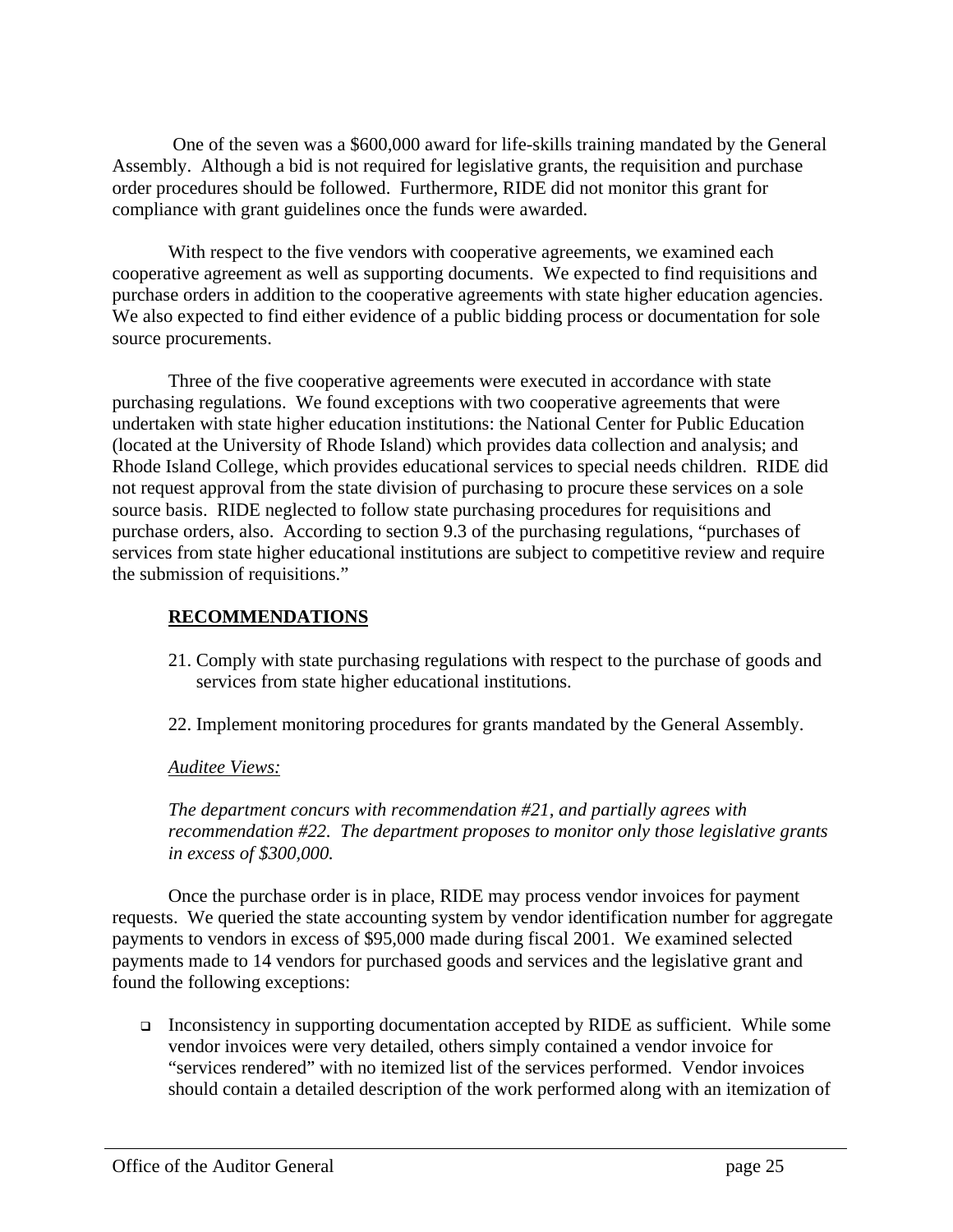One of the seven was a $600,000 award for life-skills training mandated by the General Assembly. Although a bid is not required for legislative grants, the requisition and purchase order procedures should be followed. Furthermore, RIDE did not monitor this grant for compliance with grant guidelines once the funds were awarded.

With respect to the five vendors with cooperative agreements, we examined each cooperative agreement as well as supporting documents. We expected to find requisitions and purchase orders in addition to the cooperative agreements with state higher education agencies. We also expected to find either evidence of a public bidding process or documentation for sole source procurements.

Three of the five cooperative agreements were executed in accordance with state purchasing regulations. We found exceptions with two cooperative agreements that were undertaken with state higher education institutions: the National Center for Public Education (located at the University of Rhode Island) which provides data collection and analysis; and Rhode Island College, which provides educational services to special needs children. RIDE did not request approval from the state division of purchasing to procure these services on a sole source basis. RIDE neglected to follow state purchasing procedures for requisitions and purchase orders, also. According to section 9.3 of the purchasing regulations, "purchases of services from state higher educational institutions are subject to competitive review and require the submission of requisitions."

**RECOMMENDATIONS**

21. Comply with state purchasing regulations with respect to the purchase of goods and services from state higher educational institutions.

22. Implement monitoring procedures for grants mandated by the General Assembly.

*Auditee Views:*

*The department concurs with recommendation #21, and partially agrees with recommendation #22. The department proposes to monitor only those legislative grants in excess of $300,000.*

Once the purchase order is in place, RIDE may process vendor invoices for payment requests. We queried the state accounting system by vendor identification number for aggregate payments to vendors in excess of $95,000 made during fiscal 2001. We examined selected payments made to 14 vendors for purchased goods and services and the legislative grant and found the following exceptions:

- Inconsistency in supporting documentation accepted by RIDE as sufficient. While some vendor invoices were very detailed, others simply contained a vendor invoice for "services rendered" with no itemized list of the services performed. Vendor invoices should contain a detailed description of the work performed along with an itemization of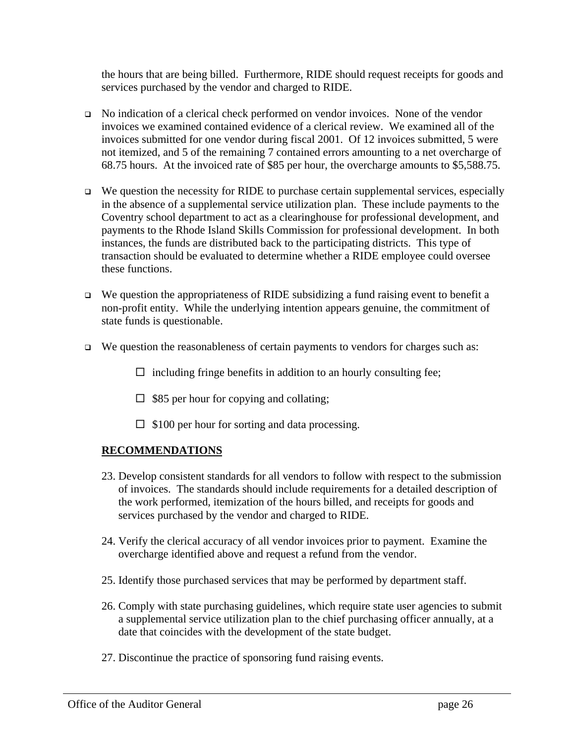the hours that are being billed. Furthermore, RIDE should request receipts for goods and services purchased by the vendor and charged to RIDE.

- No indication of a clerical check performed on vendor invoices. None of the vendor invoices we examined contained evidence of a clerical review. We examined all of the invoices submitted for one vendor during fiscal 2001. Of 12 invoices submitted, 5 were not itemized, and 5 of the remaining 7 contained errors amounting to a net overcharge of 68.75 hours. At the invoiced rate of $85 per hour, the overcharge amounts to $5,588.75.

- We question the necessity for RIDE to purchase certain supplemental services, especially in the absence of a supplemental service utilization plan. These include payments to the Coventry school department to act as a clearinghouse for professional development, and payments to the Rhode Island Skills Commission for professional development. In both instances, the funds are distributed back to the participating districts. This type of transaction should be evaluated to determine whether a RIDE employee could oversee these functions.

- We question the appropriateness of RIDE subsidizing a fund raising event to benefit a non-profit entity. While the underlying intention appears genuine, the commitment of state funds is questionable.

- We question the reasonableness of certain payments to vendors for charges such as:

  - including fringe benefits in addition to an hourly consulting fee;
  - $85 per hour for copying and collating;
  - $100 per hour for sorting and data processing.

**RECOMMENDATIONS**

23. Develop consistent standards for all vendors to follow with respect to the submission of invoices. The standards should include requirements for a detailed description of the work performed, itemization of the hours billed, and receipts for goods and services purchased by the vendor and charged to RIDE.

24. Verify the clerical accuracy of all vendor invoices prior to payment. Examine the overcharge identified above and request a refund from the vendor.

25. Identify those purchased services that may be performed by department staff.

26. Comply with state purchasing guidelines, which require state user agencies to submit a supplemental service utilization plan to the chief purchasing officer annually, at a date that coincides with the development of the state budget.

27. Discontinue the practice of sponsoring fund raising events.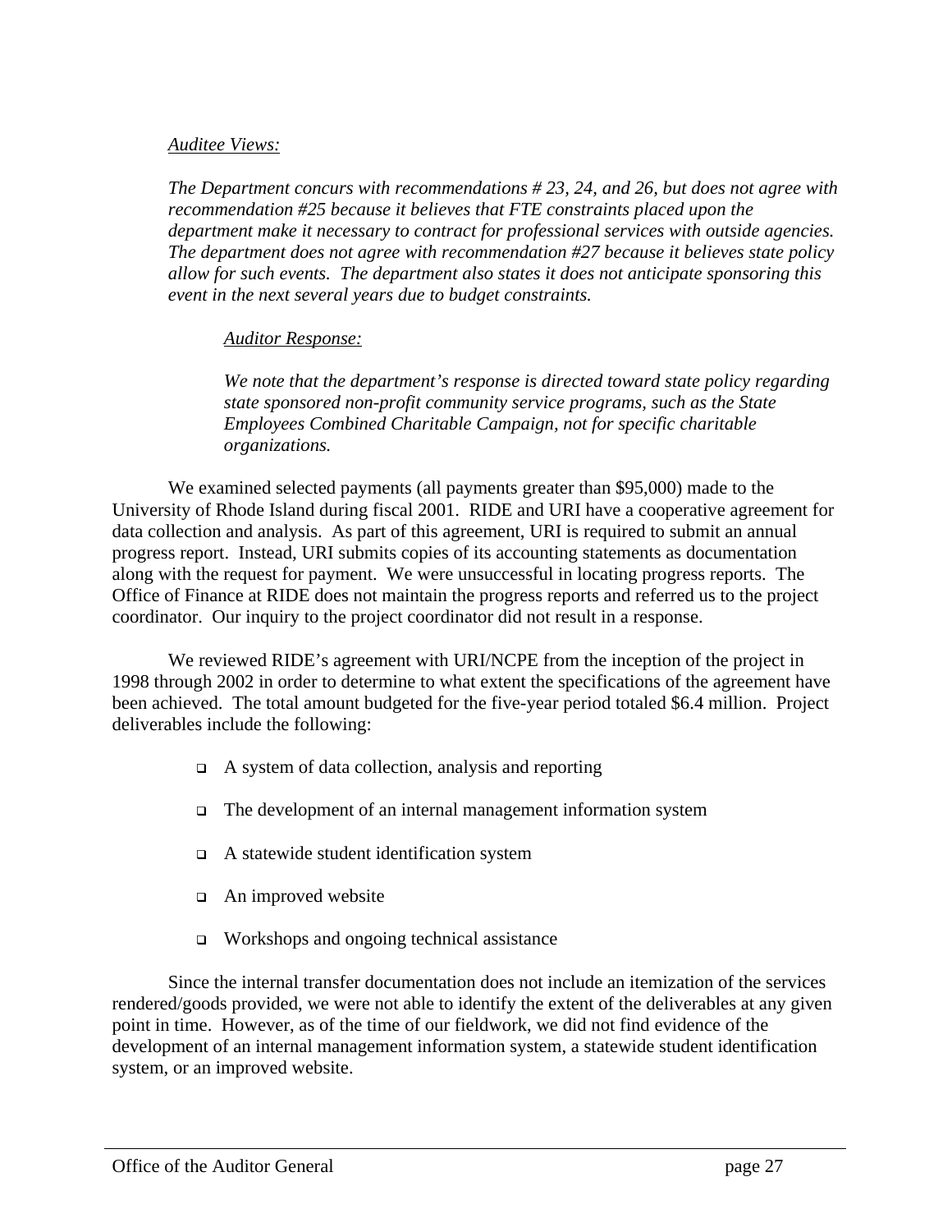*<u>Auditee Views:</u>*

*The Department concurs with recommendations # 23, 24, and 26, but does not agree with recommendation #25 because it believes that FTE constraints placed upon the department make it necessary to contract for professional services with outside agencies. The department does not agree with recommendation #27 because it believes state policy allow for such events. The department also states it does not anticipate sponsoring this event in the next several years due to budget constraints.*

> *<u>Auditor Response:</u>*
>
> *We note that the department's response is directed toward state policy regarding state sponsored non-profit community service programs, such as the State Employees Combined Charitable Campaign, not for specific charitable organizations.*

We examined selected payments (all payments greater than $95,000) made to the University of Rhode Island during fiscal 2001. RIDE and URI have a cooperative agreement for data collection and analysis. As part of this agreement, URI is required to submit an annual progress report. Instead, URI submits copies of its accounting statements as documentation along with the request for payment. We were unsuccessful in locating progress reports. The Office of Finance at RIDE does not maintain the progress reports and referred us to the project coordinator. Our inquiry to the project coordinator did not result in a response.

We reviewed RIDE's agreement with URI/NCPE from the inception of the project in 1998 through 2002 in order to determine to what extent the specifications of the agreement have been achieved. The total amount budgeted for the five-year period totaled $6.4 million. Project deliverables include the following:

- A system of data collection, analysis and reporting
- The development of an internal management information system
- A statewide student identification system
- An improved website
- Workshops and ongoing technical assistance

Since the internal transfer documentation does not include an itemization of the services rendered/goods provided, we were not able to identify the extent of the deliverables at any given point in time. However, as of the time of our fieldwork, we did not find evidence of the development of an internal management information system, a statewide student identification system, or an improved website.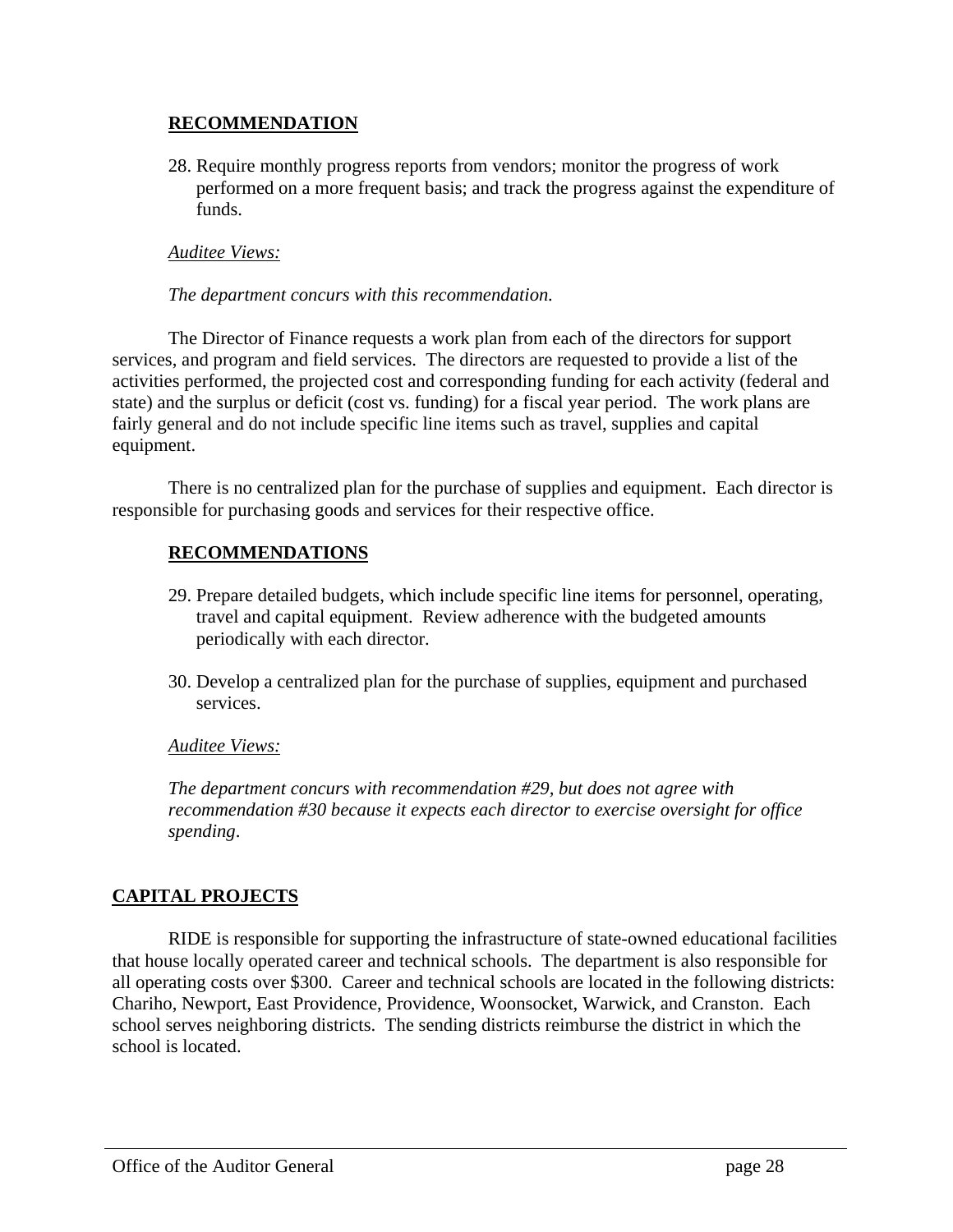**RECOMMENDATION**

28. Require monthly progress reports from vendors; monitor the progress of work performed on a more frequent basis; and track the progress against the expenditure of funds.

*Auditee Views:*

*The department concurs with this recommendation.*

The Director of Finance requests a work plan from each of the directors for support services, and program and field services. The directors are requested to provide a list of the activities performed, the projected cost and corresponding funding for each activity (federal and state) and the surplus or deficit (cost vs. funding) for a fiscal year period. The work plans are fairly general and do not include specific line items such as travel, supplies and capital equipment.

There is no centralized plan for the purchase of supplies and equipment. Each director is responsible for purchasing goods and services for their respective office.

**RECOMMENDATIONS**

29. Prepare detailed budgets, which include specific line items for personnel, operating, travel and capital equipment. Review adherence with the budgeted amounts periodically with each director.

30. Develop a centralized plan for the purchase of supplies, equipment and purchased services.

*Auditee Views:*

*The department concurs with recommendation #29, but does not agree with recommendation #30 because it expects each director to exercise oversight for office spending*.

## CAPITAL PROJECTS

RIDE is responsible for supporting the infrastructure of state-owned educational facilities that house locally operated career and technical schools. The department is also responsible for all operating costs over $300. Career and technical schools are located in the following districts: Chariho, Newport, East Providence, Providence, Woonsocket, Warwick, and Cranston. Each school serves neighboring districts. The sending districts reimburse the district in which the school is located.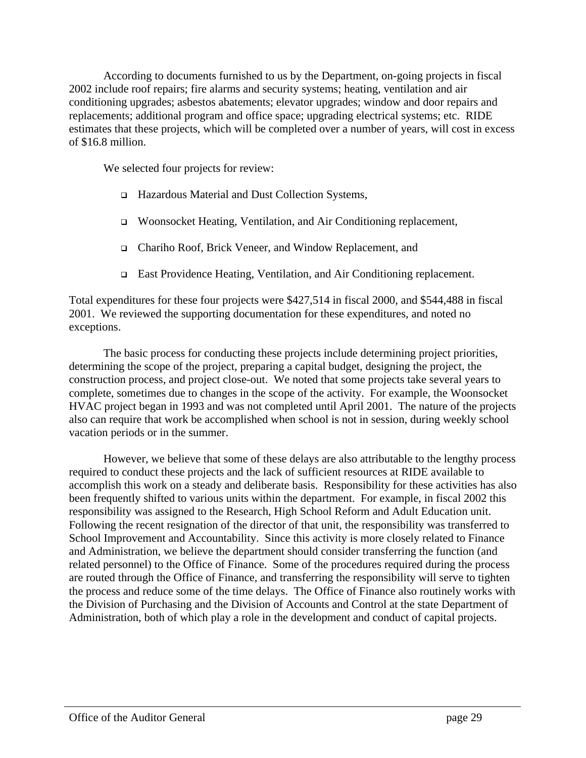According to documents furnished to us by the Department, on-going projects in fiscal 2002 include roof repairs; fire alarms and security systems; heating, ventilation and air conditioning upgrades; asbestos abatements; elevator upgrades; window and door repairs and replacements; additional program and office space; upgrading electrical systems; etc. RIDE estimates that these projects, which will be completed over a number of years, will cost in excess of $16.8 million.

We selected four projects for review:

- Hazardous Material and Dust Collection Systems,
- Woonsocket Heating, Ventilation, and Air Conditioning replacement,
- Chariho Roof, Brick Veneer, and Window Replacement, and
- East Providence Heating, Ventilation, and Air Conditioning replacement.

Total expenditures for these four projects were $427,514 in fiscal 2000, and $544,488 in fiscal 2001. We reviewed the supporting documentation for these expenditures, and noted no exceptions.

The basic process for conducting these projects include determining project priorities, determining the scope of the project, preparing a capital budget, designing the project, the construction process, and project close-out. We noted that some projects take several years to complete, sometimes due to changes in the scope of the activity. For example, the Woonsocket HVAC project began in 1993 and was not completed until April 2001. The nature of the projects also can require that work be accomplished when school is not in session, during weekly school vacation periods or in the summer.

However, we believe that some of these delays are also attributable to the lengthy process required to conduct these projects and the lack of sufficient resources at RIDE available to accomplish this work on a steady and deliberate basis. Responsibility for these activities has also been frequently shifted to various units within the department. For example, in fiscal 2002 this responsibility was assigned to the Research, High School Reform and Adult Education unit. Following the recent resignation of the director of that unit, the responsibility was transferred to School Improvement and Accountability. Since this activity is more closely related to Finance and Administration, we believe the department should consider transferring the function (and related personnel) to the Office of Finance. Some of the procedures required during the process are routed through the Office of Finance, and transferring the responsibility will serve to tighten the process and reduce some of the time delays. The Office of Finance also routinely works with the Division of Purchasing and the Division of Accounts and Control at the state Department of Administration, both of which play a role in the development and conduct of capital projects.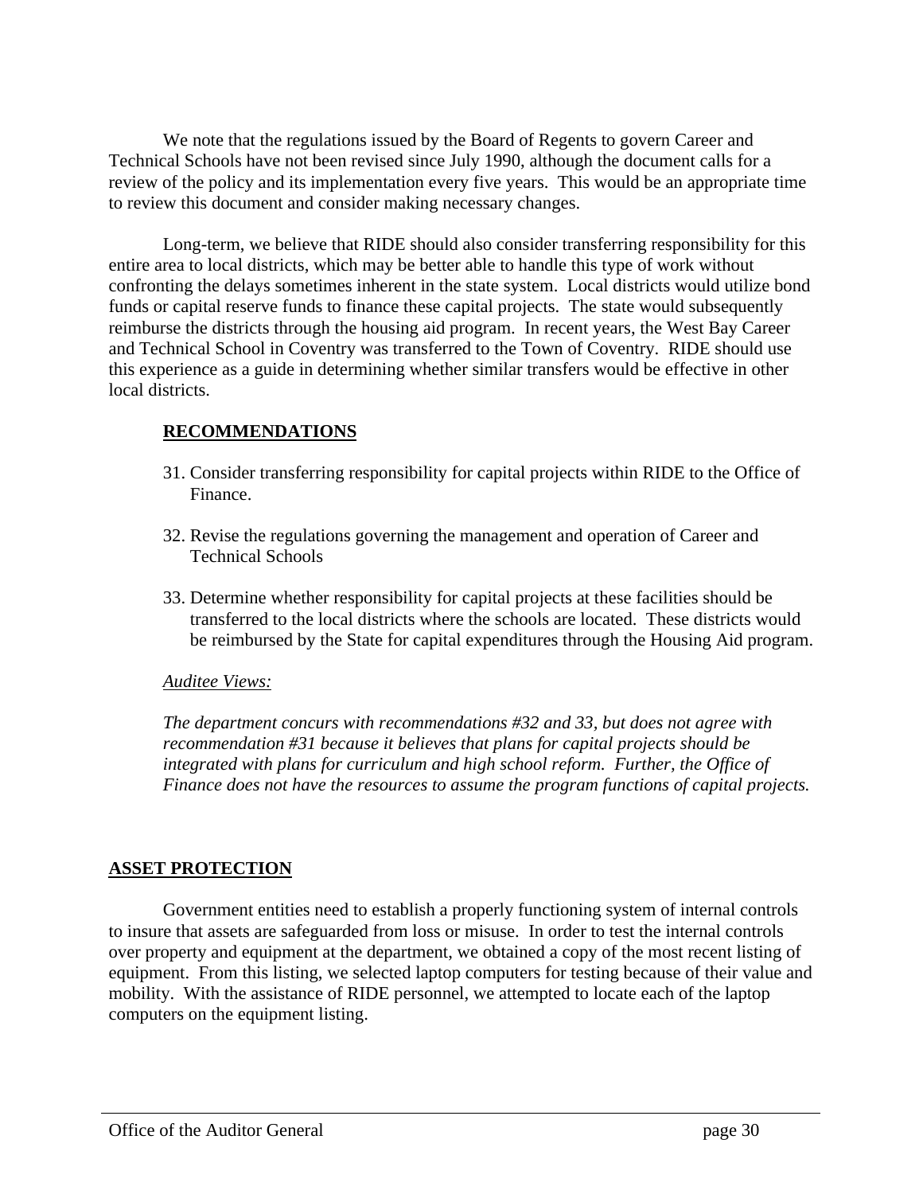We note that the regulations issued by the Board of Regents to govern Career and Technical Schools have not been revised since July 1990, although the document calls for a review of the policy and its implementation every five years. This would be an appropriate time to review this document and consider making necessary changes.

Long-term, we believe that RIDE should also consider transferring responsibility for this entire area to local districts, which may be better able to handle this type of work without confronting the delays sometimes inherent in the state system. Local districts would utilize bond funds or capital reserve funds to finance these capital projects. The state would subsequently reimburse the districts through the housing aid program. In recent years, the West Bay Career and Technical School in Coventry was transferred to the Town of Coventry. RIDE should use this experience as a guide in determining whether similar transfers would be effective in other local districts.

**RECOMMENDATIONS**

31. Consider transferring responsibility for capital projects within RIDE to the Office of Finance.

32. Revise the regulations governing the management and operation of Career and Technical Schools

33. Determine whether responsibility for capital projects at these facilities should be transferred to the local districts where the schools are located. These districts would be reimbursed by the State for capital expenditures through the Housing Aid program.

*Auditee Views:*

*The department concurs with recommendations #32 and 33, but does not agree with recommendation #31 because it believes that plans for capital projects should be integrated with plans for curriculum and high school reform. Further, the Office of Finance does not have the resources to assume the program functions of capital projects.*

## ASSET PROTECTION

Government entities need to establish a properly functioning system of internal controls to insure that assets are safeguarded from loss or misuse. In order to test the internal controls over property and equipment at the department, we obtained a copy of the most recent listing of equipment. From this listing, we selected laptop computers for testing because of their value and mobility. With the assistance of RIDE personnel, we attempted to locate each of the laptop computers on the equipment listing.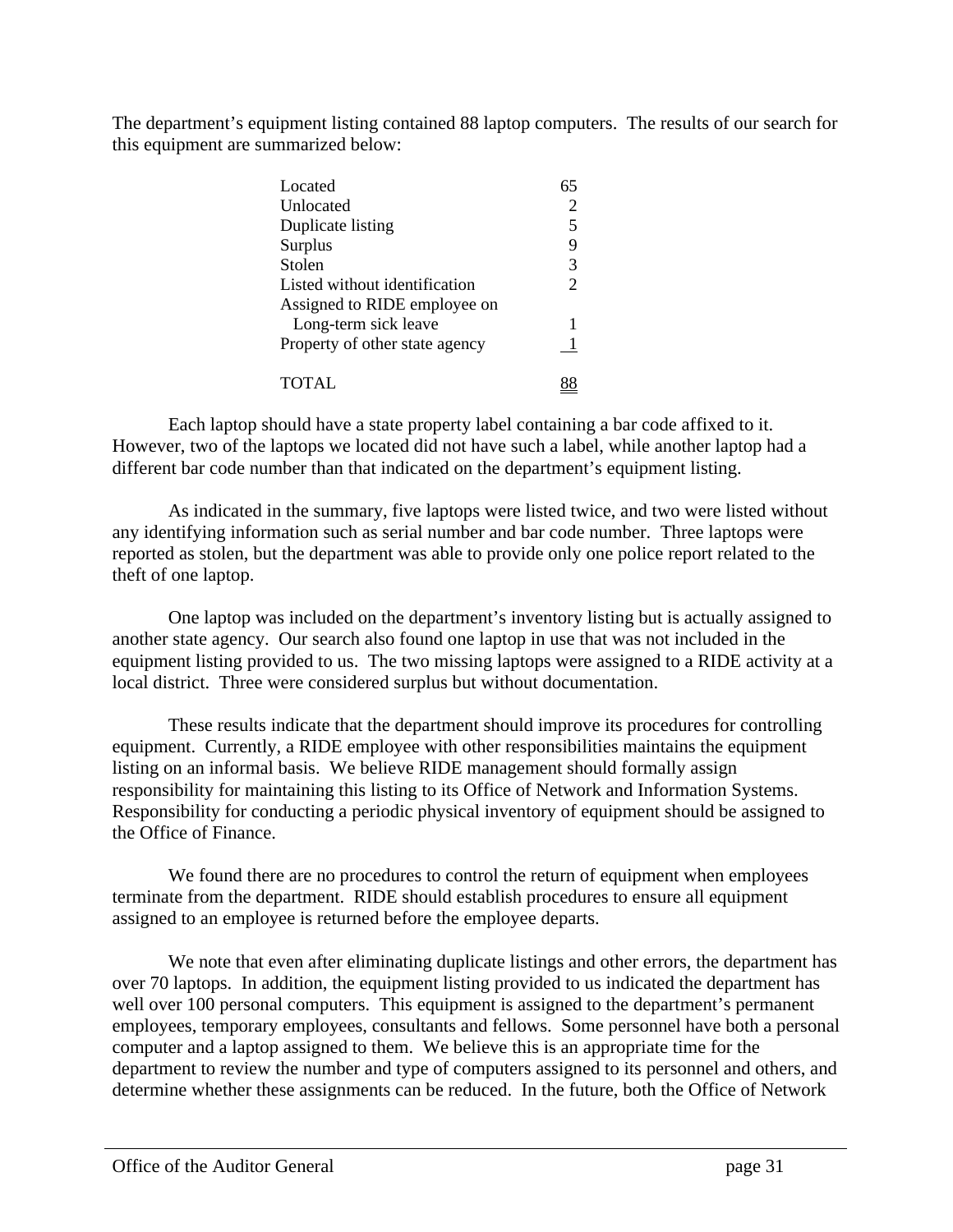The department's equipment listing contained 88 laptop computers. The results of our search for this equipment are summarized below:

| | |
|---|---|
| Located | 65 |
| Unlocated | 2 |
| Duplicate listing | 5 |
| Surplus | 9 |
| Stolen | 3 |
| Listed without identification | 2 |
| Assigned to RIDE employee on Long-term sick leave | 1 |
| Property of other state agency | 1 |
| TOTAL | 88 |

Each laptop should have a state property label containing a bar code affixed to it. However, two of the laptops we located did not have such a label, while another laptop had a different bar code number than that indicated on the department's equipment listing.

As indicated in the summary, five laptops were listed twice, and two were listed without any identifying information such as serial number and bar code number. Three laptops were reported as stolen, but the department was able to provide only one police report related to the theft of one laptop.

One laptop was included on the department's inventory listing but is actually assigned to another state agency. Our search also found one laptop in use that was not included in the equipment listing provided to us. The two missing laptops were assigned to a RIDE activity at a local district. Three were considered surplus but without documentation.

These results indicate that the department should improve its procedures for controlling equipment. Currently, a RIDE employee with other responsibilities maintains the equipment listing on an informal basis. We believe RIDE management should formally assign responsibility for maintaining this listing to its Office of Network and Information Systems. Responsibility for conducting a periodic physical inventory of equipment should be assigned to the Office of Finance.

We found there are no procedures to control the return of equipment when employees terminate from the department. RIDE should establish procedures to ensure all equipment assigned to an employee is returned before the employee departs.

We note that even after eliminating duplicate listings and other errors, the department has over 70 laptops. In addition, the equipment listing provided to us indicated the department has well over 100 personal computers. This equipment is assigned to the department's permanent employees, temporary employees, consultants and fellows. Some personnel have both a personal computer and a laptop assigned to them. We believe this is an appropriate time for the department to review the number and type of computers assigned to its personnel and others, and determine whether these assignments can be reduced. In the future, both the Office of Network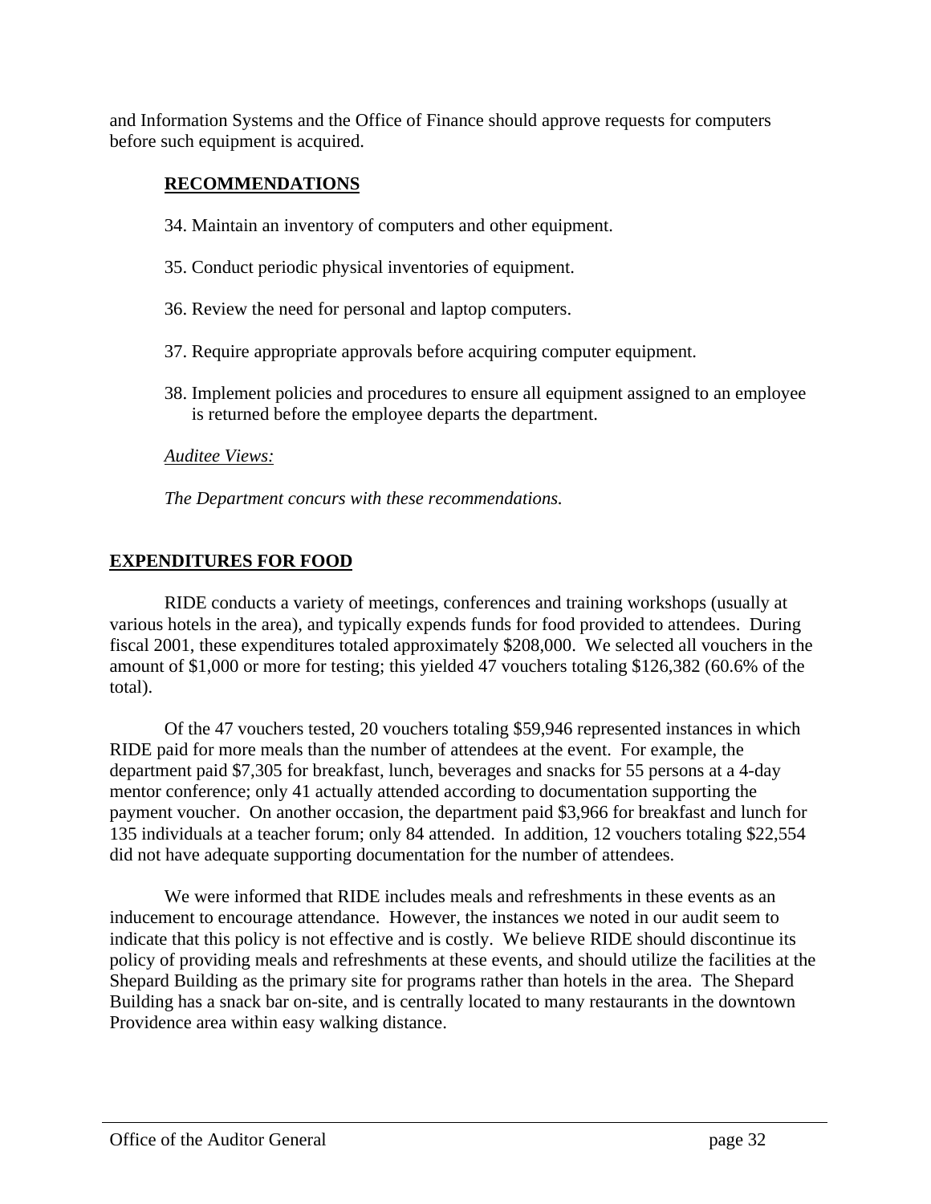and Information Systems and the Office of Finance should approve requests for computers before such equipment is acquired.

**RECOMMENDATIONS**

34. Maintain an inventory of computers and other equipment.

35. Conduct periodic physical inventories of equipment.

36. Review the need for personal and laptop computers.

37. Require appropriate approvals before acquiring computer equipment.

38. Implement policies and procedures to ensure all equipment assigned to an employee is returned before the employee departs the department.

*Auditee Views:*

*The Department concurs with these recommendations.*

## EXPENDITURES FOR FOOD

RIDE conducts a variety of meetings, conferences and training workshops (usually at various hotels in the area), and typically expends funds for food provided to attendees. During fiscal 2001, these expenditures totaled approximately $208,000. We selected all vouchers in the amount of $1,000 or more for testing; this yielded 47 vouchers totaling $126,382 (60.6% of the total).

Of the 47 vouchers tested, 20 vouchers totaling $59,946 represented instances in which RIDE paid for more meals than the number of attendees at the event. For example, the department paid $7,305 for breakfast, lunch, beverages and snacks for 55 persons at a 4-day mentor conference; only 41 actually attended according to documentation supporting the payment voucher. On another occasion, the department paid $3,966 for breakfast and lunch for 135 individuals at a teacher forum; only 84 attended. In addition, 12 vouchers totaling $22,554 did not have adequate supporting documentation for the number of attendees.

We were informed that RIDE includes meals and refreshments in these events as an inducement to encourage attendance. However, the instances we noted in our audit seem to indicate that this policy is not effective and is costly. We believe RIDE should discontinue its policy of providing meals and refreshments at these events, and should utilize the facilities at the Shepard Building as the primary site for programs rather than hotels in the area. The Shepard Building has a snack bar on-site, and is centrally located to many restaurants in the downtown Providence area within easy walking distance.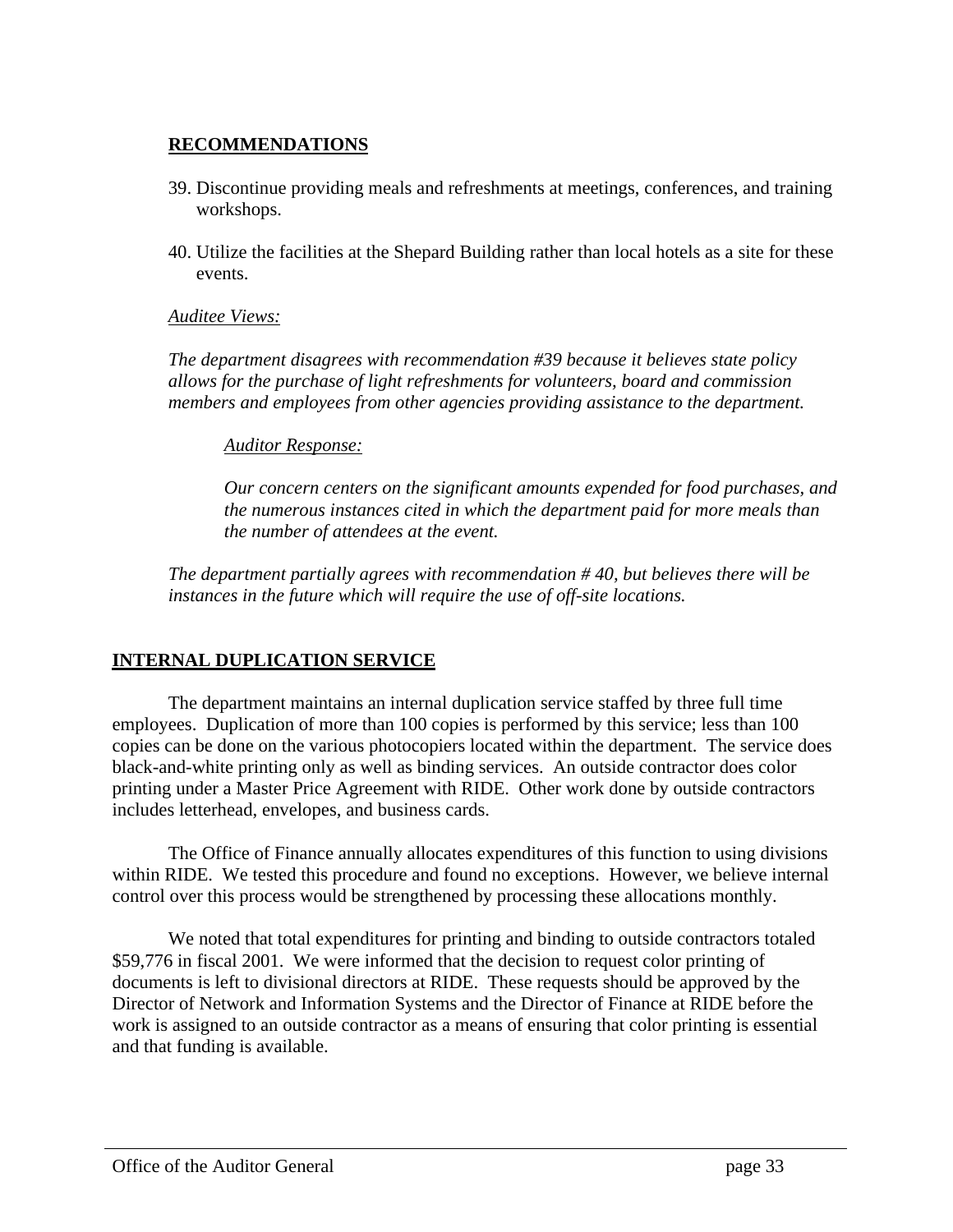**RECOMMENDATIONS**

39. Discontinue providing meals and refreshments at meetings, conferences, and training workshops.

40. Utilize the facilities at the Shepard Building rather than local hotels as a site for these events.

*Auditee Views:*

*The department disagrees with recommendation #39 because it believes state policy allows for the purchase of light refreshments for volunteers, board and commission members and employees from other agencies providing assistance to the department.*

> *Auditor Response:*
>
> *Our concern centers on the significant amounts expended for food purchases, and the numerous instances cited in which the department paid for more meals than the number of attendees at the event.*

*The department partially agrees with recommendation # 40, but believes there will be instances in the future which will require the use of off-site locations.*

## INTERNAL DUPLICATION SERVICE

The department maintains an internal duplication service staffed by three full time employees. Duplication of more than 100 copies is performed by this service; less than 100 copies can be done on the various photocopiers located within the department. The service does black-and-white printing only as well as binding services. An outside contractor does color printing under a Master Price Agreement with RIDE. Other work done by outside contractors includes letterhead, envelopes, and business cards.

The Office of Finance annually allocates expenditures of this function to using divisions within RIDE. We tested this procedure and found no exceptions. However, we believe internal control over this process would be strengthened by processing these allocations monthly.

We noted that total expenditures for printing and binding to outside contractors totaled $59,776 in fiscal 2001. We were informed that the decision to request color printing of documents is left to divisional directors at RIDE. These requests should be approved by the Director of Network and Information Systems and the Director of Finance at RIDE before the work is assigned to an outside contractor as a means of ensuring that color printing is essential and that funding is available.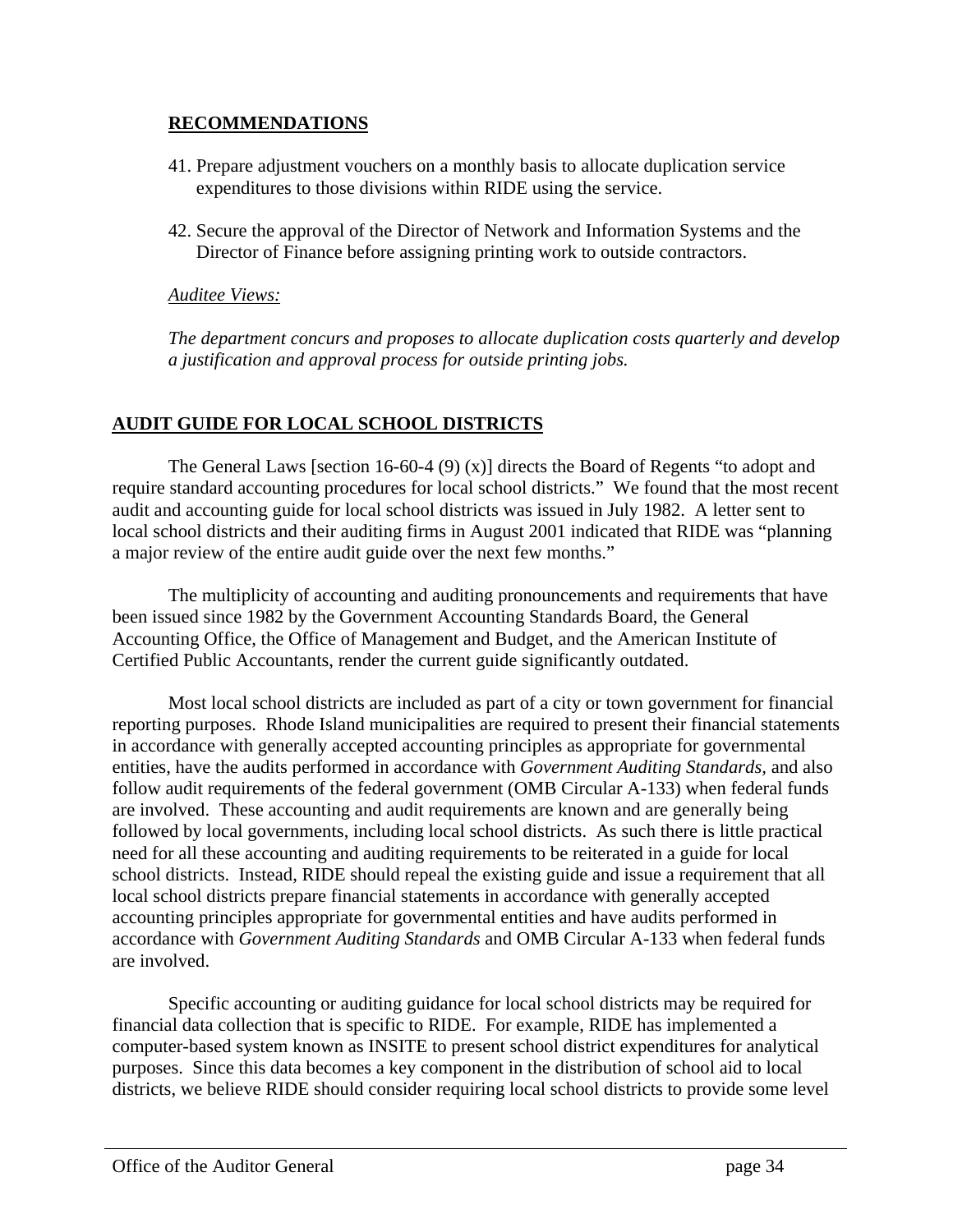**RECOMMENDATIONS**

41. Prepare adjustment vouchers on a monthly basis to allocate duplication service expenditures to those divisions within RIDE using the service.

42. Secure the approval of the Director of Network and Information Systems and the Director of Finance before assigning printing work to outside contractors.

*Auditee Views:*

*The department concurs and proposes to allocate duplication costs quarterly and develop a justification and approval process for outside printing jobs.*

## AUDIT GUIDE FOR LOCAL SCHOOL DISTRICTS

The General Laws [section 16-60-4 (9) (x)] directs the Board of Regents "to adopt and require standard accounting procedures for local school districts." We found that the most recent audit and accounting guide for local school districts was issued in July 1982. A letter sent to local school districts and their auditing firms in August 2001 indicated that RIDE was "planning a major review of the entire audit guide over the next few months."

The multiplicity of accounting and auditing pronouncements and requirements that have been issued since 1982 by the Government Accounting Standards Board, the General Accounting Office, the Office of Management and Budget, and the American Institute of Certified Public Accountants, render the current guide significantly outdated.

Most local school districts are included as part of a city or town government for financial reporting purposes. Rhode Island municipalities are required to present their financial statements in accordance with generally accepted accounting principles as appropriate for governmental entities, have the audits performed in accordance with *Government Auditing Standards*, and also follow audit requirements of the federal government (OMB Circular A-133) when federal funds are involved. These accounting and audit requirements are known and are generally being followed by local governments, including local school districts. As such there is little practical need for all these accounting and auditing requirements to be reiterated in a guide for local school districts. Instead, RIDE should repeal the existing guide and issue a requirement that all local school districts prepare financial statements in accordance with generally accepted accounting principles appropriate for governmental entities and have audits performed in accordance with *Government Auditing Standards* and OMB Circular A-133 when federal funds are involved.

Specific accounting or auditing guidance for local school districts may be required for financial data collection that is specific to RIDE. For example, RIDE has implemented a computer-based system known as INSITE to present school district expenditures for analytical purposes. Since this data becomes a key component in the distribution of school aid to local districts, we believe RIDE should consider requiring local school districts to provide some level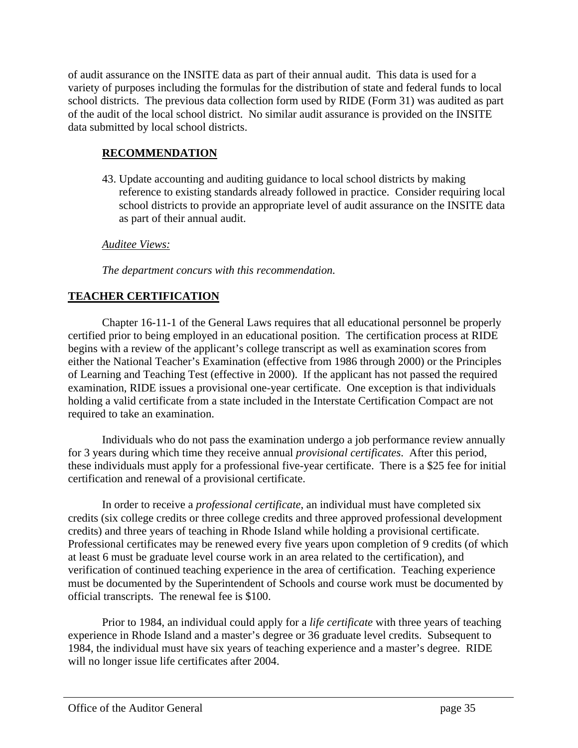of audit assurance on the INSITE data as part of their annual audit. This data is used for a variety of purposes including the formulas for the distribution of state and federal funds to local school districts. The previous data collection form used by RIDE (Form 31) was audited as part of the audit of the local school district. No similar audit assurance is provided on the INSITE data submitted by local school districts.

**RECOMMENDATION**

43. Update accounting and auditing guidance to local school districts by making reference to existing standards already followed in practice. Consider requiring local school districts to provide an appropriate level of audit assurance on the INSITE data as part of their annual audit.

*Auditee Views:*

*The department concurs with this recommendation.*

## TEACHER CERTIFICATION

Chapter 16-11-1 of the General Laws requires that all educational personnel be properly certified prior to being employed in an educational position. The certification process at RIDE begins with a review of the applicant's college transcript as well as examination scores from either the National Teacher's Examination (effective from 1986 through 2000) or the Principles of Learning and Teaching Test (effective in 2000). If the applicant has not passed the required examination, RIDE issues a provisional one-year certificate. One exception is that individuals holding a valid certificate from a state included in the Interstate Certification Compact are not required to take an examination.

Individuals who do not pass the examination undergo a job performance review annually for 3 years during which time they receive annual *provisional certificates*. After this period, these individuals must apply for a professional five-year certificate. There is a $25 fee for initial certification and renewal of a provisional certificate.

In order to receive a *professional certificate*, an individual must have completed six credits (six college credits or three college credits and three approved professional development credits) and three years of teaching in Rhode Island while holding a provisional certificate. Professional certificates may be renewed every five years upon completion of 9 credits (of which at least 6 must be graduate level course work in an area related to the certification), and verification of continued teaching experience in the area of certification. Teaching experience must be documented by the Superintendent of Schools and course work must be documented by official transcripts. The renewal fee is $100.

Prior to 1984, an individual could apply for a *life certificate* with three years of teaching experience in Rhode Island and a master's degree or 36 graduate level credits. Subsequent to 1984, the individual must have six years of teaching experience and a master's degree. RIDE will no longer issue life certificates after 2004.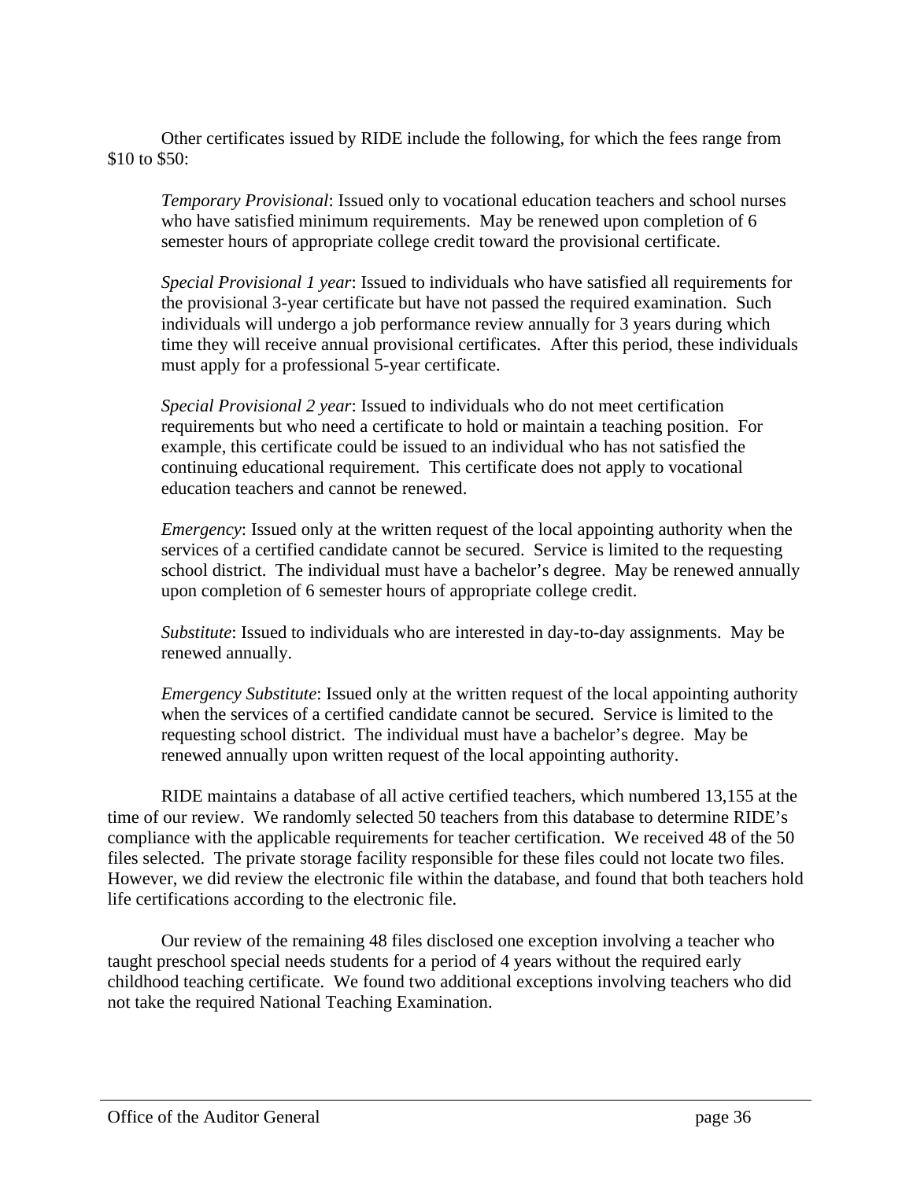Other certificates issued by RIDE include the following, for which the fees range from $10 to $50:

*Temporary Provisional*: Issued only to vocational education teachers and school nurses who have satisfied minimum requirements. May be renewed upon completion of 6 semester hours of appropriate college credit toward the provisional certificate.

*Special Provisional 1 year*: Issued to individuals who have satisfied all requirements for the provisional 3-year certificate but have not passed the required examination. Such individuals will undergo a job performance review annually for 3 years during which time they will receive annual provisional certificates. After this period, these individuals must apply for a professional 5-year certificate.

*Special Provisional 2 year*: Issued to individuals who do not meet certification requirements but who need a certificate to hold or maintain a teaching position. For example, this certificate could be issued to an individual who has not satisfied the continuing educational requirement. This certificate does not apply to vocational education teachers and cannot be renewed.

*Emergency*: Issued only at the written request of the local appointing authority when the services of a certified candidate cannot be secured. Service is limited to the requesting school district. The individual must have a bachelor's degree. May be renewed annually upon completion of 6 semester hours of appropriate college credit.

*Substitute*: Issued to individuals who are interested in day-to-day assignments. May be renewed annually.

*Emergency Substitute*: Issued only at the written request of the local appointing authority when the services of a certified candidate cannot be secured. Service is limited to the requesting school district. The individual must have a bachelor's degree. May be renewed annually upon written request of the local appointing authority.

RIDE maintains a database of all active certified teachers, which numbered 13,155 at the time of our review. We randomly selected 50 teachers from this database to determine RIDE's compliance with the applicable requirements for teacher certification. We received 48 of the 50 files selected. The private storage facility responsible for these files could not locate two files. However, we did review the electronic file within the database, and found that both teachers hold life certifications according to the electronic file.

Our review of the remaining 48 files disclosed one exception involving a teacher who taught preschool special needs students for a period of 4 years without the required early childhood teaching certificate. We found two additional exceptions involving teachers who did not take the required National Teaching Examination.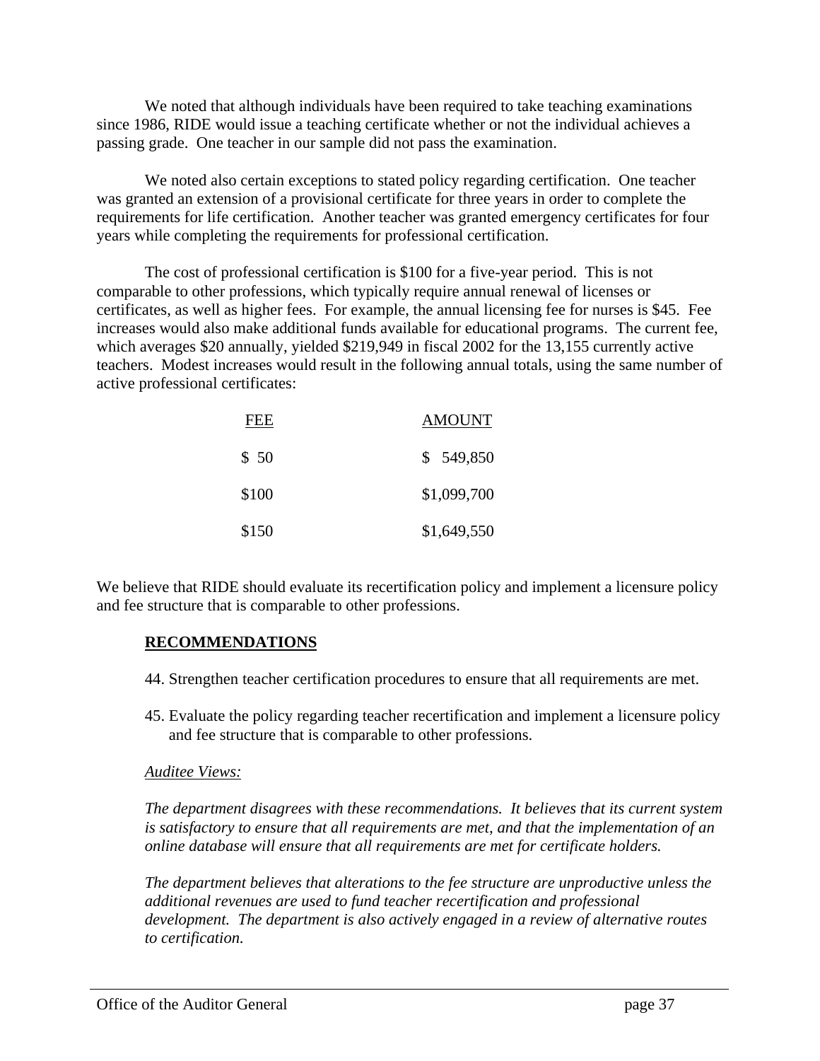We noted that although individuals have been required to take teaching examinations since 1986, RIDE would issue a teaching certificate whether or not the individual achieves a passing grade. One teacher in our sample did not pass the examination.

We noted also certain exceptions to stated policy regarding certification. One teacher was granted an extension of a provisional certificate for three years in order to complete the requirements for life certification. Another teacher was granted emergency certificates for four years while completing the requirements for professional certification.

The cost of professional certification is $100 for a five-year period. This is not comparable to other professions, which typically require annual renewal of licenses or certificates, as well as higher fees. For example, the annual licensing fee for nurses is $45. Fee increases would also make additional funds available for educational programs. The current fee, which averages $20 annually, yielded $219,949 in fiscal 2002 for the 13,155 currently active teachers. Modest increases would result in the following annual totals, using the same number of active professional certificates:

| FEE | AMOUNT |
|---|---|
| $ 50 | $ 549,850 |
| $100 | $1,099,700 |
| $150 | $1,649,550 |

We believe that RIDE should evaluate its recertification policy and implement a licensure policy and fee structure that is comparable to other professions.

**RECOMMENDATIONS**

44. Strengthen teacher certification procedures to ensure that all requirements are met.

45. Evaluate the policy regarding teacher recertification and implement a licensure policy and fee structure that is comparable to other professions.

*Auditee Views:*

*The department disagrees with these recommendations. It believes that its current system is satisfactory to ensure that all requirements are met, and that the implementation of an online database will ensure that all requirements are met for certificate holders.*

*The department believes that alterations to the fee structure are unproductive unless the additional revenues are used to fund teacher recertification and professional development. The department is also actively engaged in a review of alternative routes to certification.*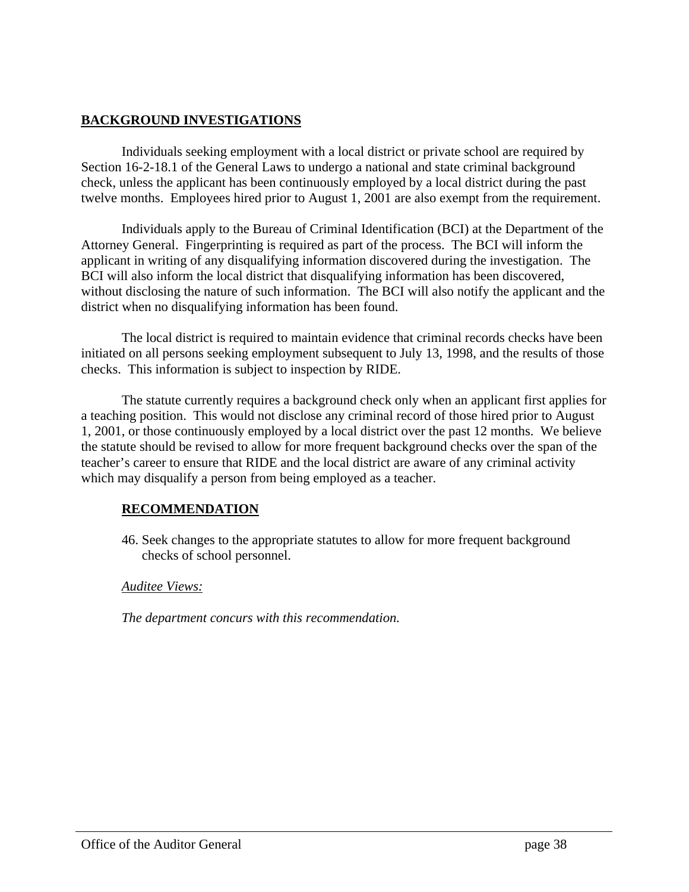## BACKGROUND INVESTIGATIONS

Individuals seeking employment with a local district or private school are required by Section 16-2-18.1 of the General Laws to undergo a national and state criminal background check, unless the applicant has been continuously employed by a local district during the past twelve months. Employees hired prior to August 1, 2001 are also exempt from the requirement.

Individuals apply to the Bureau of Criminal Identification (BCI) at the Department of the Attorney General. Fingerprinting is required as part of the process. The BCI will inform the applicant in writing of any disqualifying information discovered during the investigation. The BCI will also inform the local district that disqualifying information has been discovered, without disclosing the nature of such information. The BCI will also notify the applicant and the district when no disqualifying information has been found.

The local district is required to maintain evidence that criminal records checks have been initiated on all persons seeking employment subsequent to July 13, 1998, and the results of those checks. This information is subject to inspection by RIDE.

The statute currently requires a background check only when an applicant first applies for a teaching position. This would not disclose any criminal record of those hired prior to August 1, 2001, or those continuously employed by a local district over the past 12 months. We believe the statute should be revised to allow for more frequent background checks over the span of the teacher's career to ensure that RIDE and the local district are aware of any criminal activity which may disqualify a person from being employed as a teacher.

### RECOMMENDATION

46. Seek changes to the appropriate statutes to allow for more frequent background checks of school personnel.

*Auditee Views:*

*The department concurs with this recommendation.*